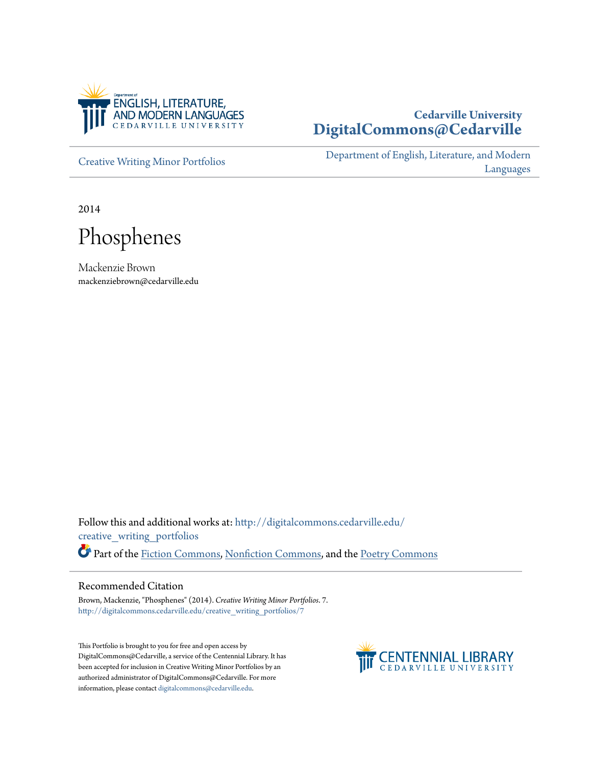Department of ENGLISH, LITERATURE, AND MODERN LANGUAGES
CEDARVILLE UNIVERSITY

**Cedarville University**
**DigitalCommons@Cedarville**

Creative Writing Minor Portfolios

Department of English, Literature, and Modern Languages

2014

# Phosphenes

Mackenzie Brown
mackenziebrown@cedarville.edu

Follow this and additional works at: http://digitalcommons.cedarville.edu/creative_writing_portfolios

Part of the Fiction Commons, Nonfiction Commons, and the Poetry Commons

## Recommended Citation

Brown, Mackenzie, "Phosphenes" (2014). *Creative Writing Minor Portfolios*. 7.
http://digitalcommons.cedarville.edu/creative_writing_portfolios/7

This Portfolio is brought to you for free and open access by DigitalCommons@Cedarville, a service of the Centennial Library. It has been accepted for inclusion in Creative Writing Minor Portfolios by an authorized administrator of DigitalCommons@Cedarville. For more information, please contact digitalcommons@cedarville.edu.

CENTENNIAL LIBRARY
CEDARVILLE UNIVERSITY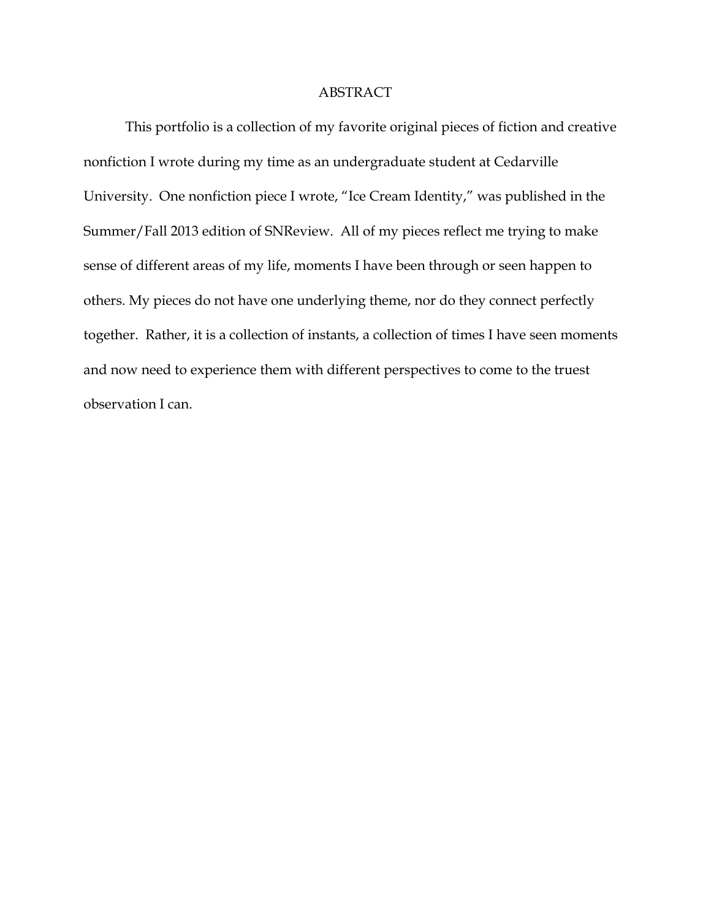# ABSTRACT

This portfolio is a collection of my favorite original pieces of fiction and creative nonfiction I wrote during my time as an undergraduate student at Cedarville University. One nonfiction piece I wrote, "Ice Cream Identity," was published in the Summer/Fall 2013 edition of SNReview. All of my pieces reflect me trying to make sense of different areas of my life, moments I have been through or seen happen to others. My pieces do not have one underlying theme, nor do they connect perfectly together. Rather, it is a collection of instants, a collection of times I have seen moments and now need to experience them with different perspectives to come to the truest observation I can.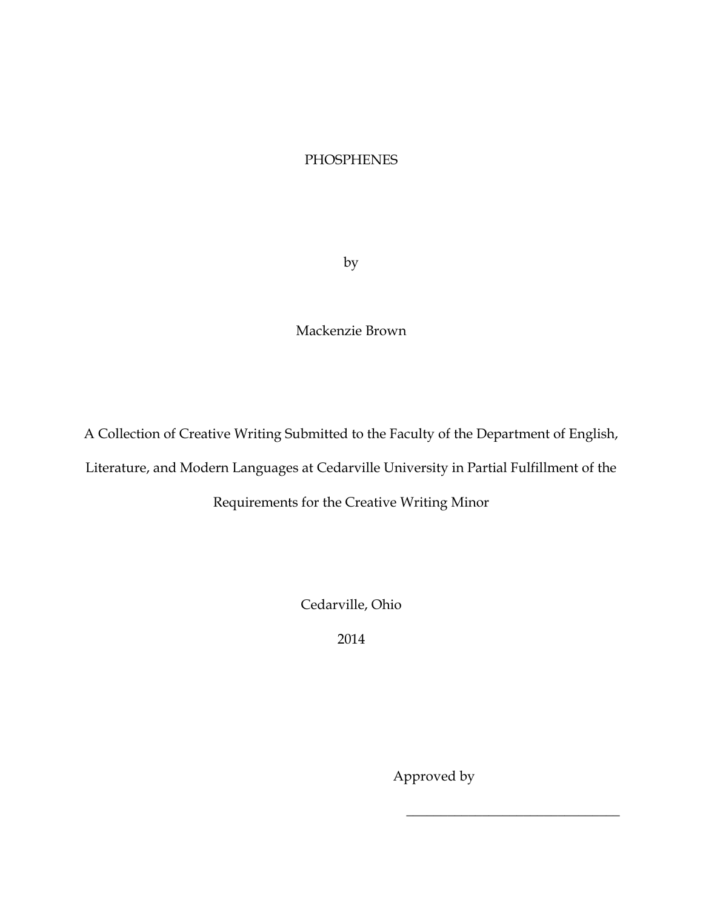# PHOSPHENES

by

Mackenzie Brown

A Collection of Creative Writing Submitted to the Faculty of the Department of English, Literature, and Modern Languages at Cedarville University in Partial Fulfillment of the Requirements for the Creative Writing Minor

Cedarville, Ohio

2014

Approved by

\_\_\_\_\_\_\_\_\_\_\_\_\_\_\_\_\_\_\_\_\_\_\_\_\_\_\_\_\_\_\_\_\_\_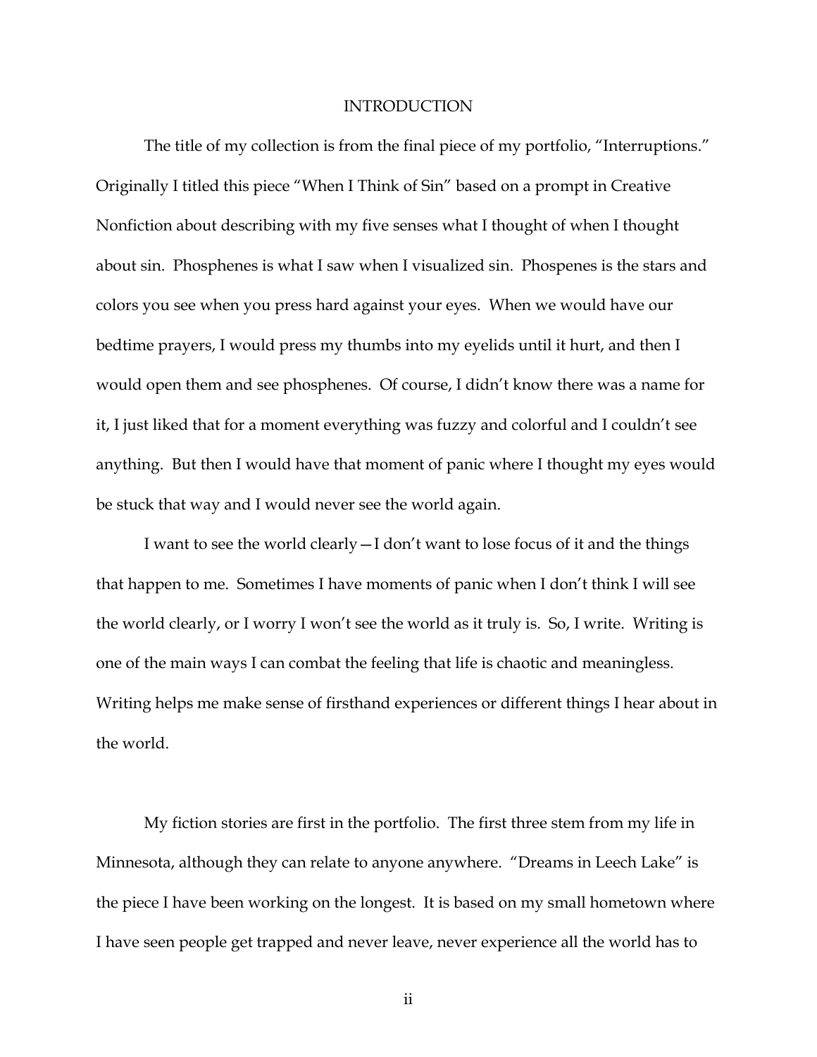# INTRODUCTION

The title of my collection is from the final piece of my portfolio, "Interruptions." Originally I titled this piece "When I Think of Sin" based on a prompt in Creative Nonfiction about describing with my five senses what I thought of when I thought about sin. Phosphenes is what I saw when I visualized sin. Phospenes is the stars and colors you see when you press hard against your eyes. When we would have our bedtime prayers, I would press my thumbs into my eyelids until it hurt, and then I would open them and see phosphenes. Of course, I didn't know there was a name for it, I just liked that for a moment everything was fuzzy and colorful and I couldn't see anything. But then I would have that moment of panic where I thought my eyes would be stuck that way and I would never see the world again.

I want to see the world clearly—I don't want to lose focus of it and the things that happen to me. Sometimes I have moments of panic when I don't think I will see the world clearly, or I worry I won't see the world as it truly is. So, I write. Writing is one of the main ways I can combat the feeling that life is chaotic and meaningless. Writing helps me make sense of firsthand experiences or different things I hear about in the world.

My fiction stories are first in the portfolio. The first three stem from my life in Minnesota, although they can relate to anyone anywhere. "Dreams in Leech Lake" is the piece I have been working on the longest. It is based on my small hometown where I have seen people get trapped and never leave, never experience all the world has to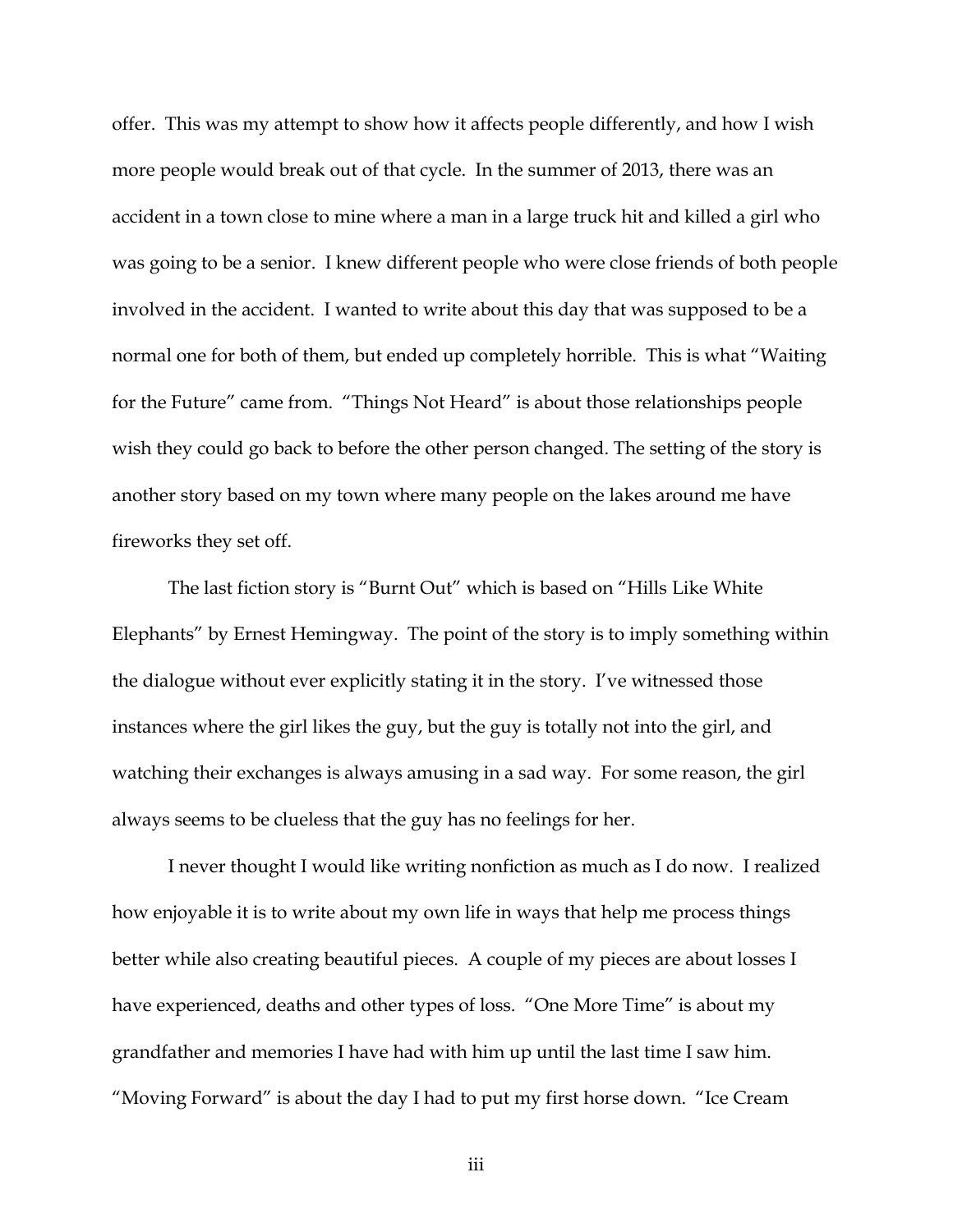offer. This was my attempt to show how it affects people differently, and how I wish more people would break out of that cycle. In the summer of 2013, there was an accident in a town close to mine where a man in a large truck hit and killed a girl who was going to be a senior. I knew different people who were close friends of both people involved in the accident. I wanted to write about this day that was supposed to be a normal one for both of them, but ended up completely horrible. This is what "Waiting for the Future" came from. "Things Not Heard" is about those relationships people wish they could go back to before the other person changed. The setting of the story is another story based on my town where many people on the lakes around me have fireworks they set off.

The last fiction story is "Burnt Out" which is based on "Hills Like White Elephants" by Ernest Hemingway. The point of the story is to imply something within the dialogue without ever explicitly stating it in the story. I've witnessed those instances where the girl likes the guy, but the guy is totally not into the girl, and watching their exchanges is always amusing in a sad way. For some reason, the girl always seems to be clueless that the guy has no feelings for her.

I never thought I would like writing nonfiction as much as I do now. I realized how enjoyable it is to write about my own life in ways that help me process things better while also creating beautiful pieces. A couple of my pieces are about losses I have experienced, deaths and other types of loss. "One More Time" is about my grandfather and memories I have had with him up until the last time I saw him. "Moving Forward" is about the day I had to put my first horse down. "Ice Cream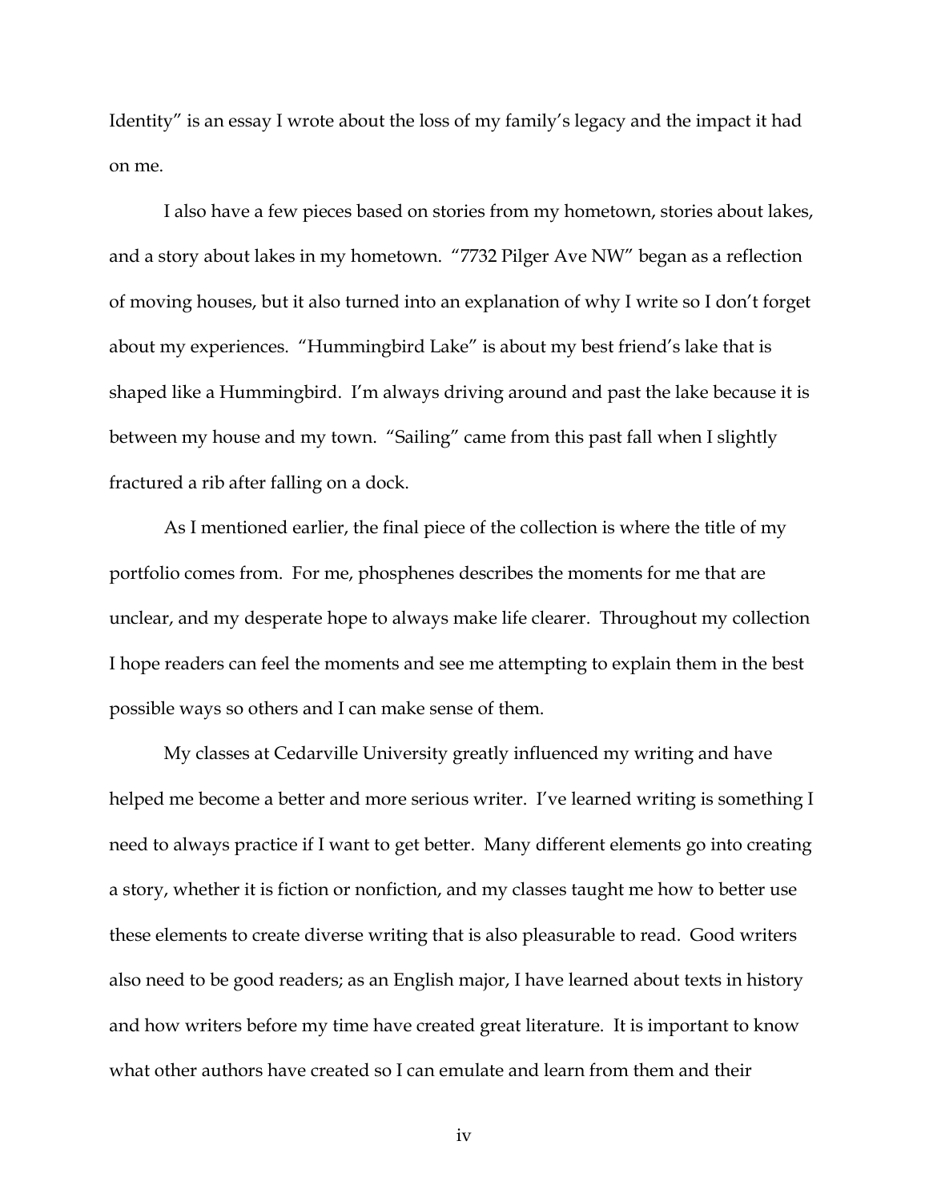Identity" is an essay I wrote about the loss of my family's legacy and the impact it had on me.

I also have a few pieces based on stories from my hometown, stories about lakes, and a story about lakes in my hometown. "7732 Pilger Ave NW" began as a reflection of moving houses, but it also turned into an explanation of why I write so I don't forget about my experiences. "Hummingbird Lake" is about my best friend's lake that is shaped like a Hummingbird. I'm always driving around and past the lake because it is between my house and my town. "Sailing" came from this past fall when I slightly fractured a rib after falling on a dock.

As I mentioned earlier, the final piece of the collection is where the title of my portfolio comes from. For me, phosphenes describes the moments for me that are unclear, and my desperate hope to always make life clearer. Throughout my collection I hope readers can feel the moments and see me attempting to explain them in the best possible ways so others and I can make sense of them.

My classes at Cedarville University greatly influenced my writing and have helped me become a better and more serious writer. I've learned writing is something I need to always practice if I want to get better. Many different elements go into creating a story, whether it is fiction or nonfiction, and my classes taught me how to better use these elements to create diverse writing that is also pleasurable to read. Good writers also need to be good readers; as an English major, I have learned about texts in history and how writers before my time have created great literature. It is important to know what other authors have created so I can emulate and learn from them and their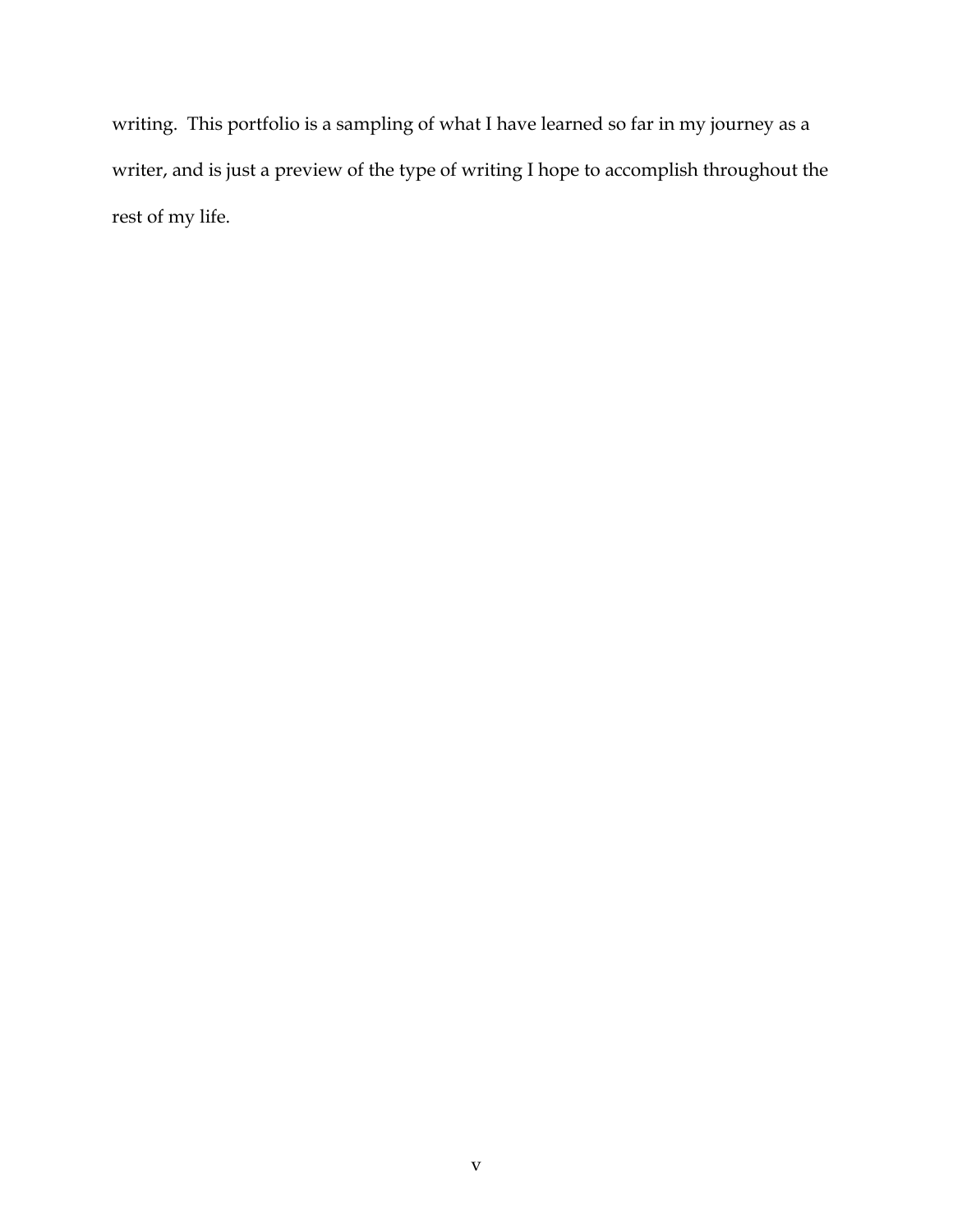writing. This portfolio is a sampling of what I have learned so far in my journey as a writer, and is just a preview of the type of writing I hope to accomplish throughout the rest of my life.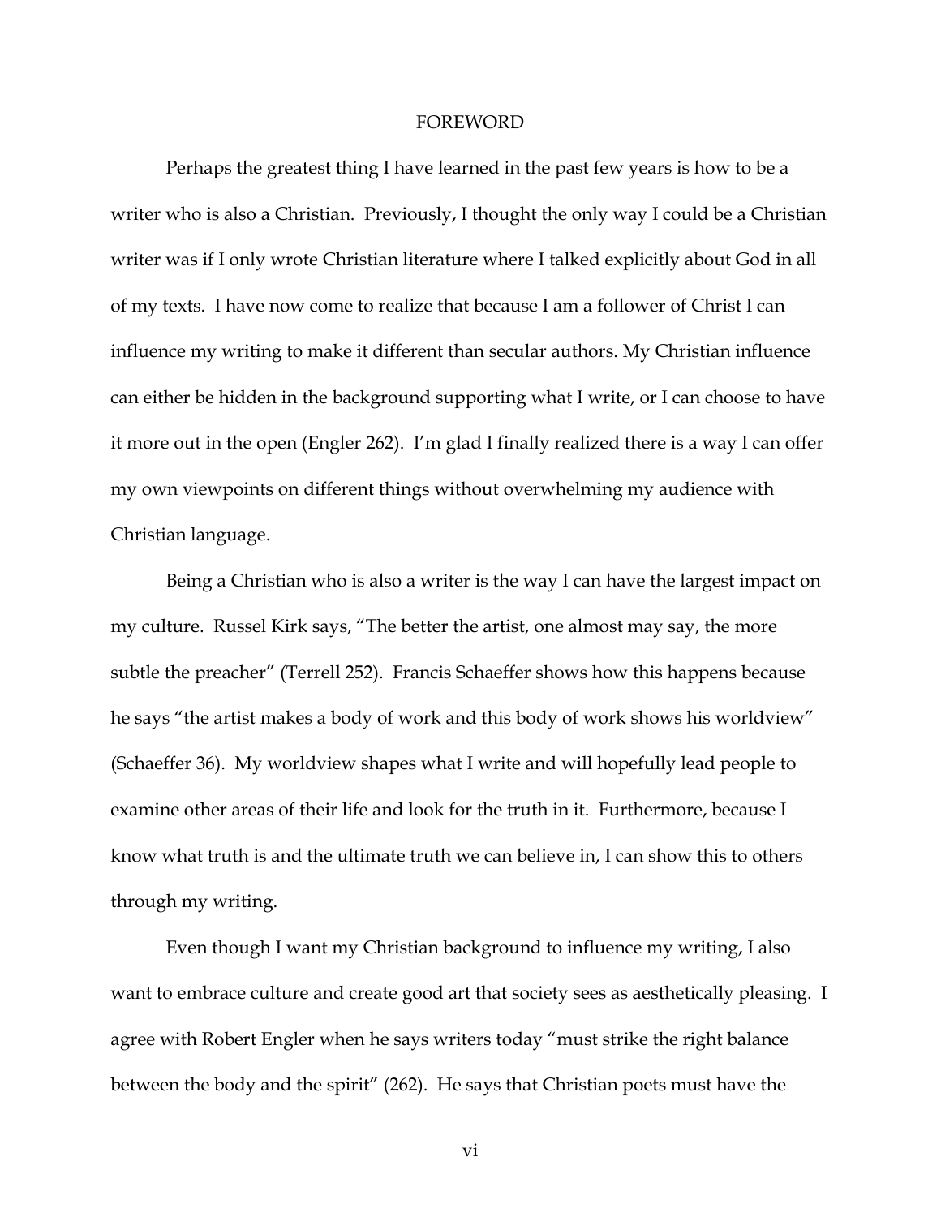# FOREWORD

Perhaps the greatest thing I have learned in the past few years is how to be a writer who is also a Christian. Previously, I thought the only way I could be a Christian writer was if I only wrote Christian literature where I talked explicitly about God in all of my texts. I have now come to realize that because I am a follower of Christ I can influence my writing to make it different than secular authors. My Christian influence can either be hidden in the background supporting what I write, or I can choose to have it more out in the open (Engler 262). I'm glad I finally realized there is a way I can offer my own viewpoints on different things without overwhelming my audience with Christian language.

Being a Christian who is also a writer is the way I can have the largest impact on my culture. Russel Kirk says, "The better the artist, one almost may say, the more subtle the preacher" (Terrell 252). Francis Schaeffer shows how this happens because he says "the artist makes a body of work and this body of work shows his worldview" (Schaeffer 36). My worldview shapes what I write and will hopefully lead people to examine other areas of their life and look for the truth in it. Furthermore, because I know what truth is and the ultimate truth we can believe in, I can show this to others through my writing.

Even though I want my Christian background to influence my writing, I also want to embrace culture and create good art that society sees as aesthetically pleasing. I agree with Robert Engler when he says writers today "must strike the right balance between the body and the spirit" (262). He says that Christian poets must have the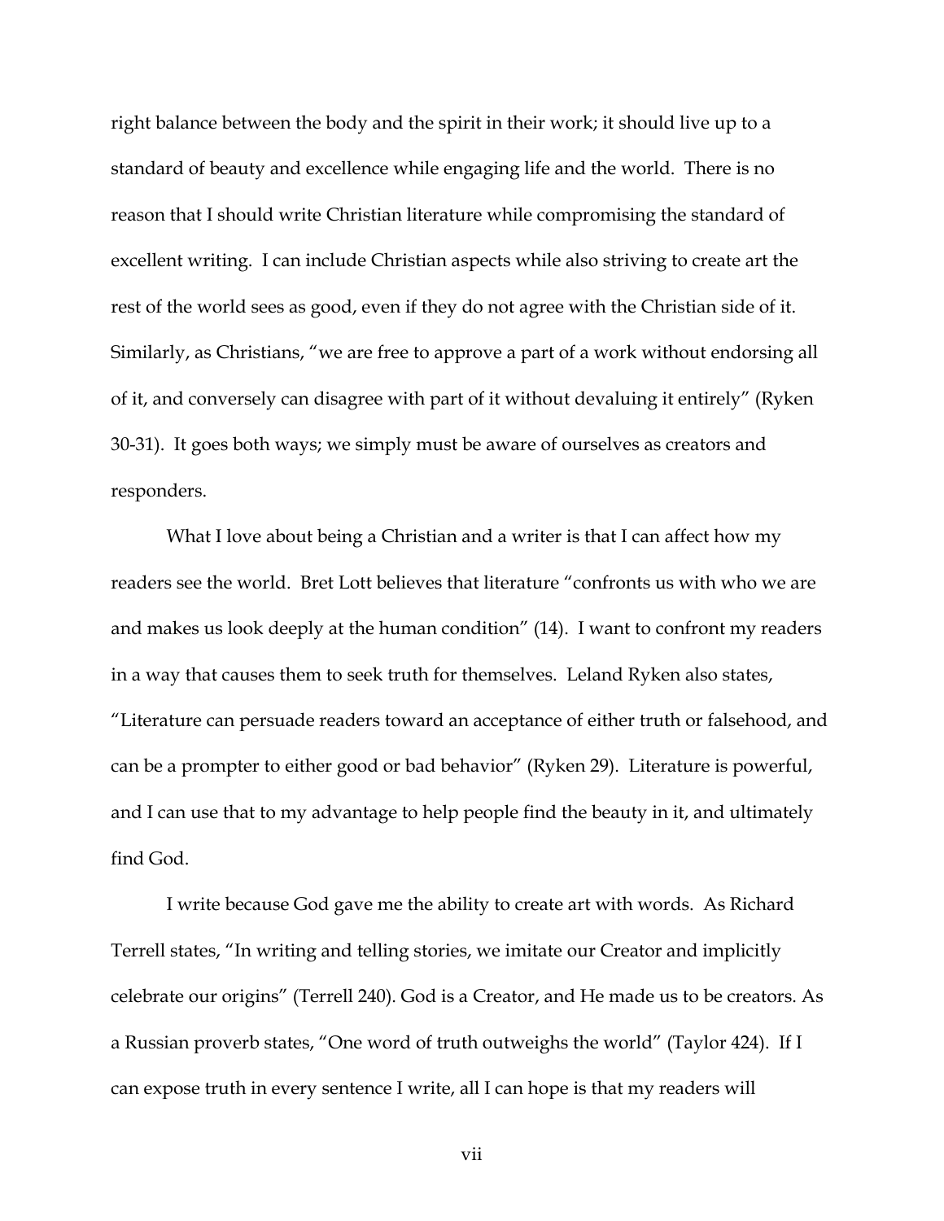right balance between the body and the spirit in their work; it should live up to a standard of beauty and excellence while engaging life and the world. There is no reason that I should write Christian literature while compromising the standard of excellent writing. I can include Christian aspects while also striving to create art the rest of the world sees as good, even if they do not agree with the Christian side of it. Similarly, as Christians, "we are free to approve a part of a work without endorsing all of it, and conversely can disagree with part of it without devaluing it entirely" (Ryken 30-31). It goes both ways; we simply must be aware of ourselves as creators and responders.

What I love about being a Christian and a writer is that I can affect how my readers see the world. Bret Lott believes that literature "confronts us with who we are and makes us look deeply at the human condition" (14). I want to confront my readers in a way that causes them to seek truth for themselves. Leland Ryken also states, "Literature can persuade readers toward an acceptance of either truth or falsehood, and can be a prompter to either good or bad behavior" (Ryken 29). Literature is powerful, and I can use that to my advantage to help people find the beauty in it, and ultimately find God.

I write because God gave me the ability to create art with words. As Richard Terrell states, "In writing and telling stories, we imitate our Creator and implicitly celebrate our origins" (Terrell 240). God is a Creator, and He made us to be creators. As a Russian proverb states, "One word of truth outweighs the world" (Taylor 424). If I can expose truth in every sentence I write, all I can hope is that my readers will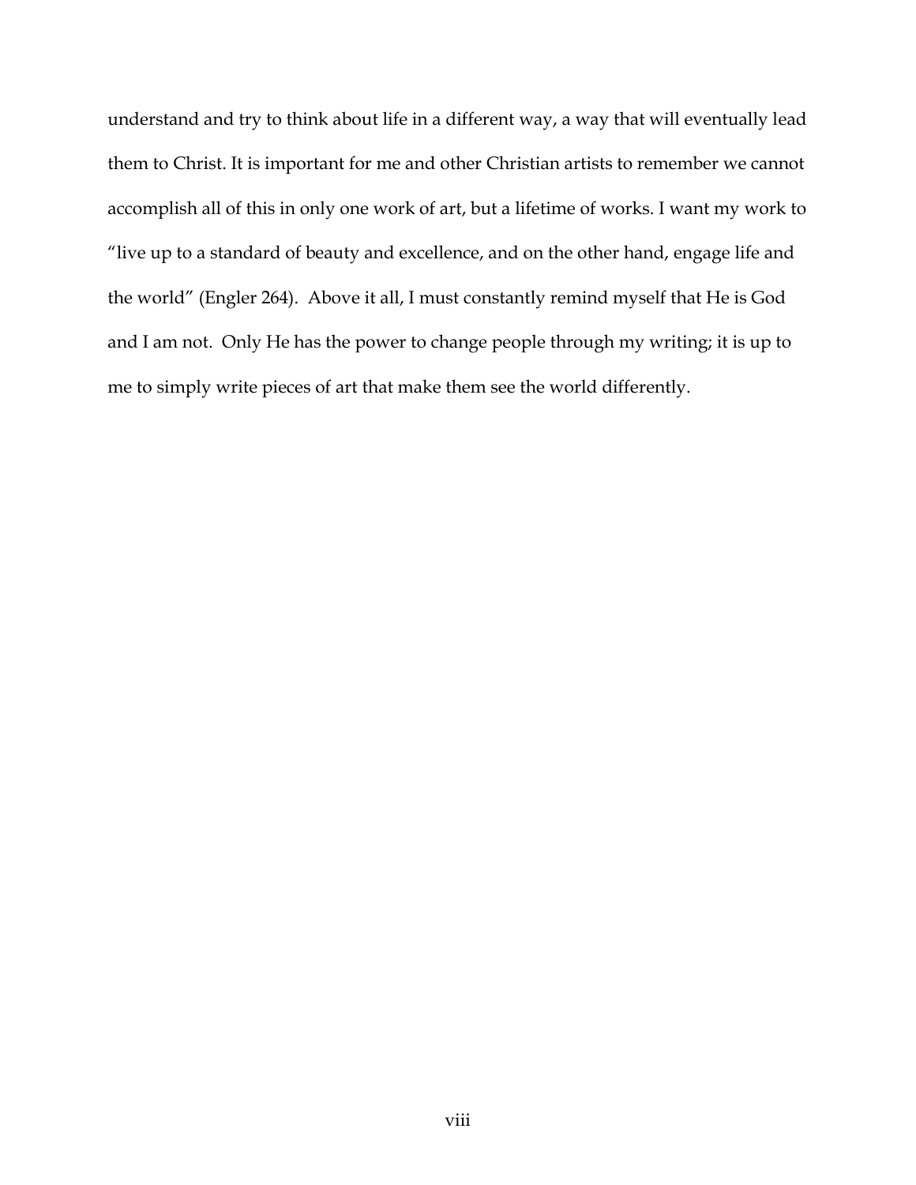understand and try to think about life in a different way, a way that will eventually lead them to Christ. It is important for me and other Christian artists to remember we cannot accomplish all of this in only one work of art, but a lifetime of works. I want my work to "live up to a standard of beauty and excellence, and on the other hand, engage life and the world" (Engler 264). Above it all, I must constantly remind myself that He is God and I am not. Only He has the power to change people through my writing; it is up to me to simply write pieces of art that make them see the world differently.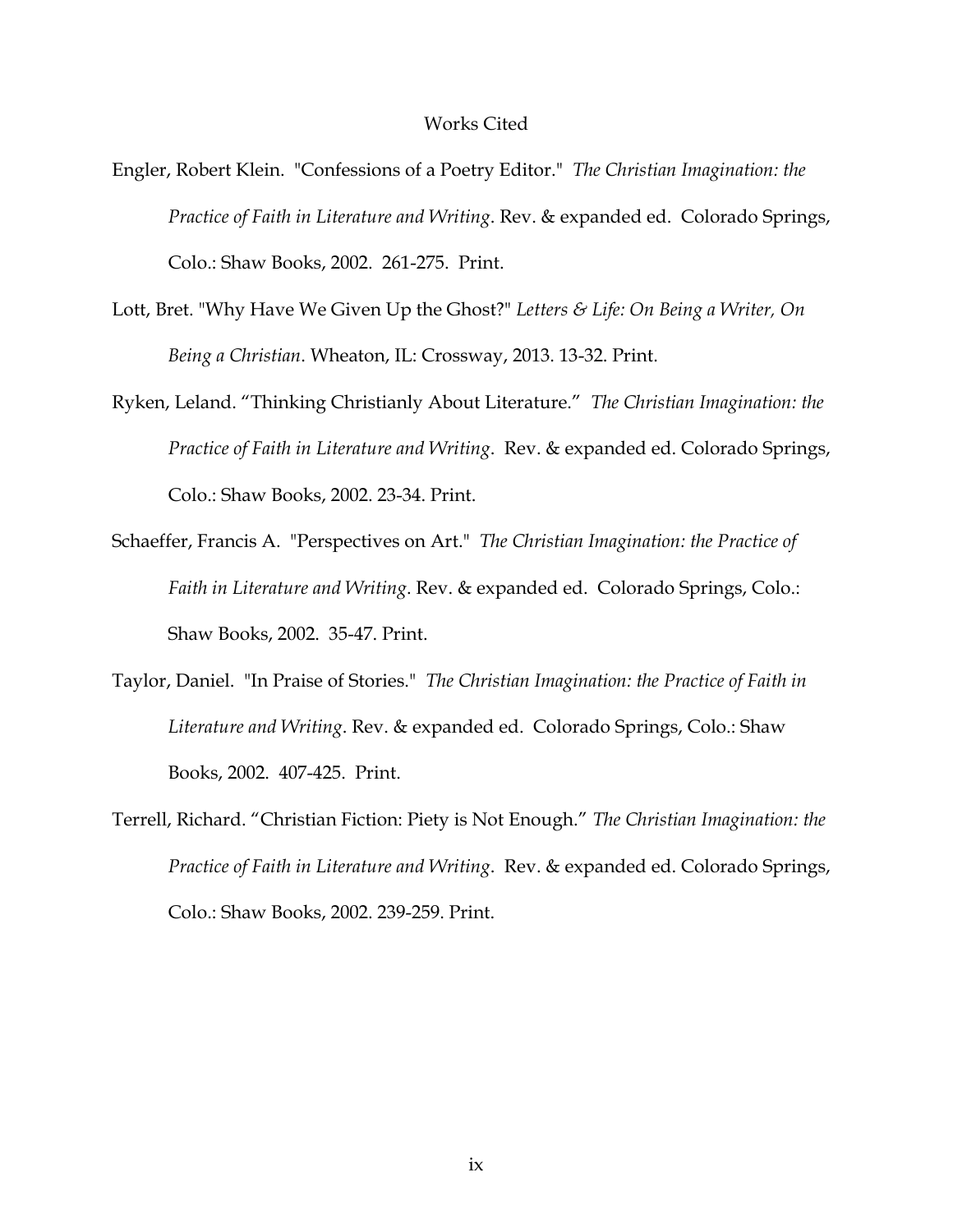# Works Cited

Engler, Robert Klein. "Confessions of a Poetry Editor." *The Christian Imagination: the Practice of Faith in Literature and Writing*. Rev. & expanded ed. Colorado Springs, Colo.: Shaw Books, 2002. 261-275. Print.

Lott, Bret. "Why Have We Given Up the Ghost?" *Letters & Life: On Being a Writer, On Being a Christian*. Wheaton, IL: Crossway, 2013. 13-32. Print.

Ryken, Leland. "Thinking Christianly About Literature." *The Christian Imagination: the Practice of Faith in Literature and Writing*. Rev. & expanded ed. Colorado Springs, Colo.: Shaw Books, 2002. 23-34. Print.

Schaeffer, Francis A. "Perspectives on Art." *The Christian Imagination: the Practice of Faith in Literature and Writing.* Rev. & expanded ed. Colorado Springs, Colo.: Shaw Books, 2002. 35-47. Print.

Taylor, Daniel. "In Praise of Stories." *The Christian Imagination: the Practice of Faith in Literature and Writing*. Rev. & expanded ed. Colorado Springs, Colo.: Shaw Books, 2002. 407-425. Print.

Terrell, Richard. "Christian Fiction: Piety is Not Enough." *The Christian Imagination: the Practice of Faith in Literature and Writing*. Rev. & expanded ed. Colorado Springs, Colo.: Shaw Books, 2002. 239-259. Print.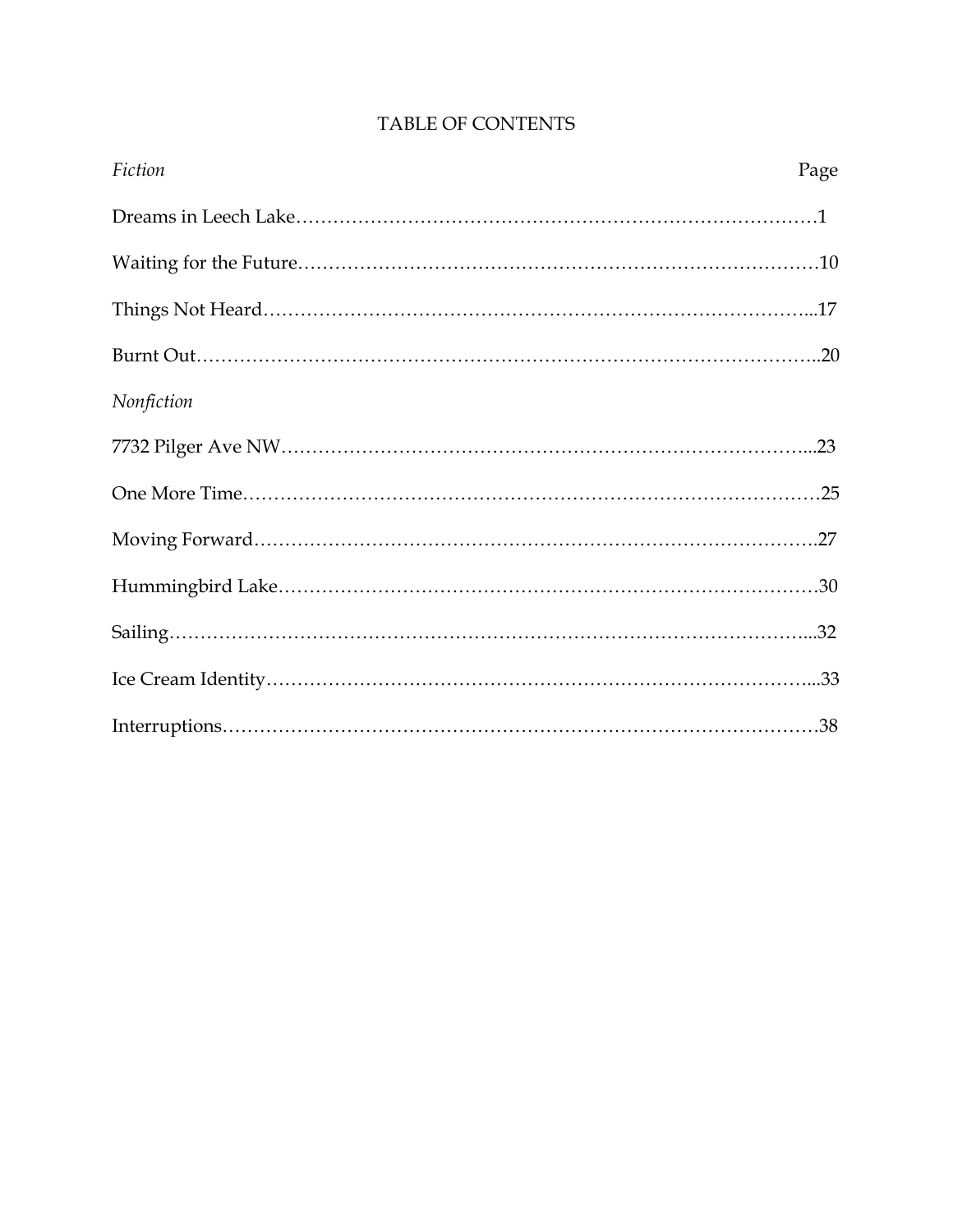# TABLE OF CONTENTS

| *Fiction* | Page |
| --- | --- |
| Dreams in Leech Lake | 1 |
| Waiting for the Future | 10 |
| Things Not Heard | 17 |
| Burnt Out | 20 |
| *Nonfiction* | |
| 7732 Pilger Ave NW | 23 |
| One More Time | 25 |
| Moving Forward | 27 |
| Hummingbird Lake | 30 |
| Sailing | 32 |
| Ice Cream Identity | 33 |
| Interruptions | 38 |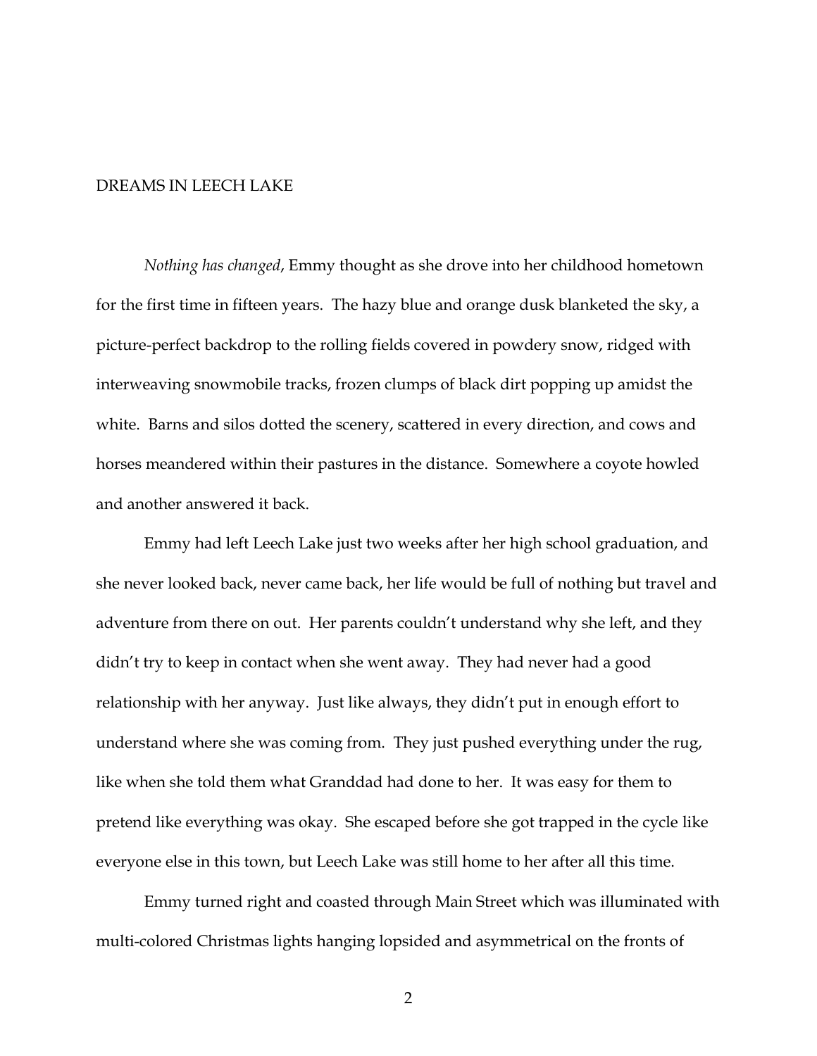# DREAMS IN LEECH LAKE

*Nothing has changed*, Emmy thought as she drove into her childhood hometown for the first time in fifteen years. The hazy blue and orange dusk blanketed the sky, a picture-perfect backdrop to the rolling fields covered in powdery snow, ridged with interweaving snowmobile tracks, frozen clumps of black dirt popping up amidst the white. Barns and silos dotted the scenery, scattered in every direction, and cows and horses meandered within their pastures in the distance. Somewhere a coyote howled and another answered it back.

Emmy had left Leech Lake just two weeks after her high school graduation, and she never looked back, never came back, her life would be full of nothing but travel and adventure from there on out. Her parents couldn't understand why she left, and they didn't try to keep in contact when she went away. They had never had a good relationship with her anyway. Just like always, they didn't put in enough effort to understand where she was coming from. They just pushed everything under the rug, like when she told them what Granddad had done to her. It was easy for them to pretend like everything was okay. She escaped before she got trapped in the cycle like everyone else in this town, but Leech Lake was still home to her after all this time.

Emmy turned right and coasted through Main Street which was illuminated with multi-colored Christmas lights hanging lopsided and asymmetrical on the fronts of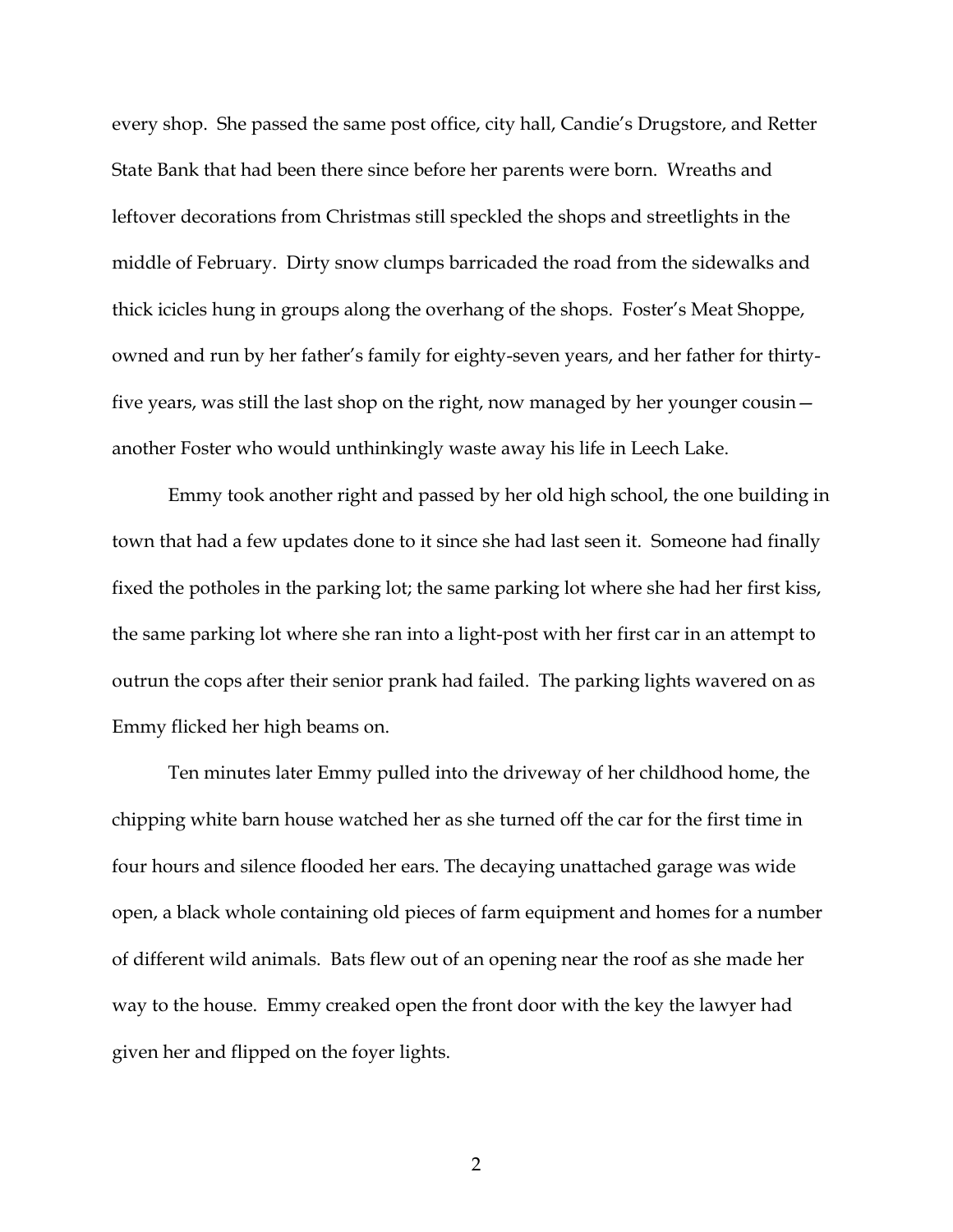every shop. She passed the same post office, city hall, Candie's Drugstore, and Retter State Bank that had been there since before her parents were born. Wreaths and leftover decorations from Christmas still speckled the shops and streetlights in the middle of February. Dirty snow clumps barricaded the road from the sidewalks and thick icicles hung in groups along the overhang of the shops. Foster's Meat Shoppe, owned and run by her father's family for eighty-seven years, and her father for thirty-five years, was still the last shop on the right, now managed by her younger cousin—another Foster who would unthinkingly waste away his life in Leech Lake.

Emmy took another right and passed by her old high school, the one building in town that had a few updates done to it since she had last seen it. Someone had finally fixed the potholes in the parking lot; the same parking lot where she had her first kiss, the same parking lot where she ran into a light-post with her first car in an attempt to outrun the cops after their senior prank had failed. The parking lights wavered on as Emmy flicked her high beams on.

Ten minutes later Emmy pulled into the driveway of her childhood home, the chipping white barn house watched her as she turned off the car for the first time in four hours and silence flooded her ears. The decaying unattached garage was wide open, a black whole containing old pieces of farm equipment and homes for a number of different wild animals. Bats flew out of an opening near the roof as she made her way to the house. Emmy creaked open the front door with the key the lawyer had given her and flipped on the foyer lights.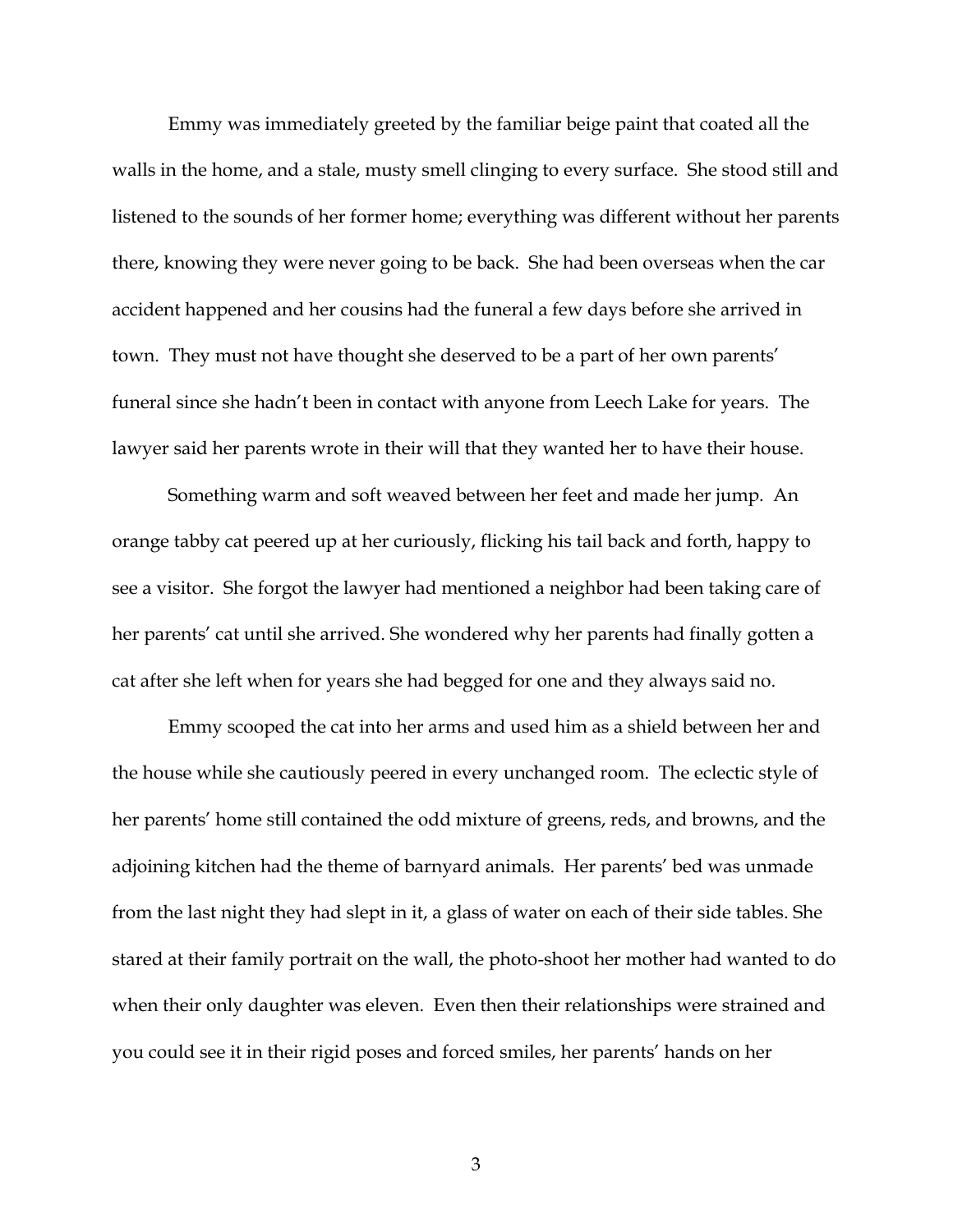Emmy was immediately greeted by the familiar beige paint that coated all the walls in the home, and a stale, musty smell clinging to every surface. She stood still and listened to the sounds of her former home; everything was different without her parents there, knowing they were never going to be back. She had been overseas when the car accident happened and her cousins had the funeral a few days before she arrived in town. They must not have thought she deserved to be a part of her own parents' funeral since she hadn't been in contact with anyone from Leech Lake for years. The lawyer said her parents wrote in their will that they wanted her to have their house.

Something warm and soft weaved between her feet and made her jump. An orange tabby cat peered up at her curiously, flicking his tail back and forth, happy to see a visitor. She forgot the lawyer had mentioned a neighbor had been taking care of her parents' cat until she arrived. She wondered why her parents had finally gotten a cat after she left when for years she had begged for one and they always said no.

Emmy scooped the cat into her arms and used him as a shield between her and the house while she cautiously peered in every unchanged room. The eclectic style of her parents' home still contained the odd mixture of greens, reds, and browns, and the adjoining kitchen had the theme of barnyard animals. Her parents' bed was unmade from the last night they had slept in it, a glass of water on each of their side tables. She stared at their family portrait on the wall, the photo-shoot her mother had wanted to do when their only daughter was eleven. Even then their relationships were strained and you could see it in their rigid poses and forced smiles, her parents' hands on her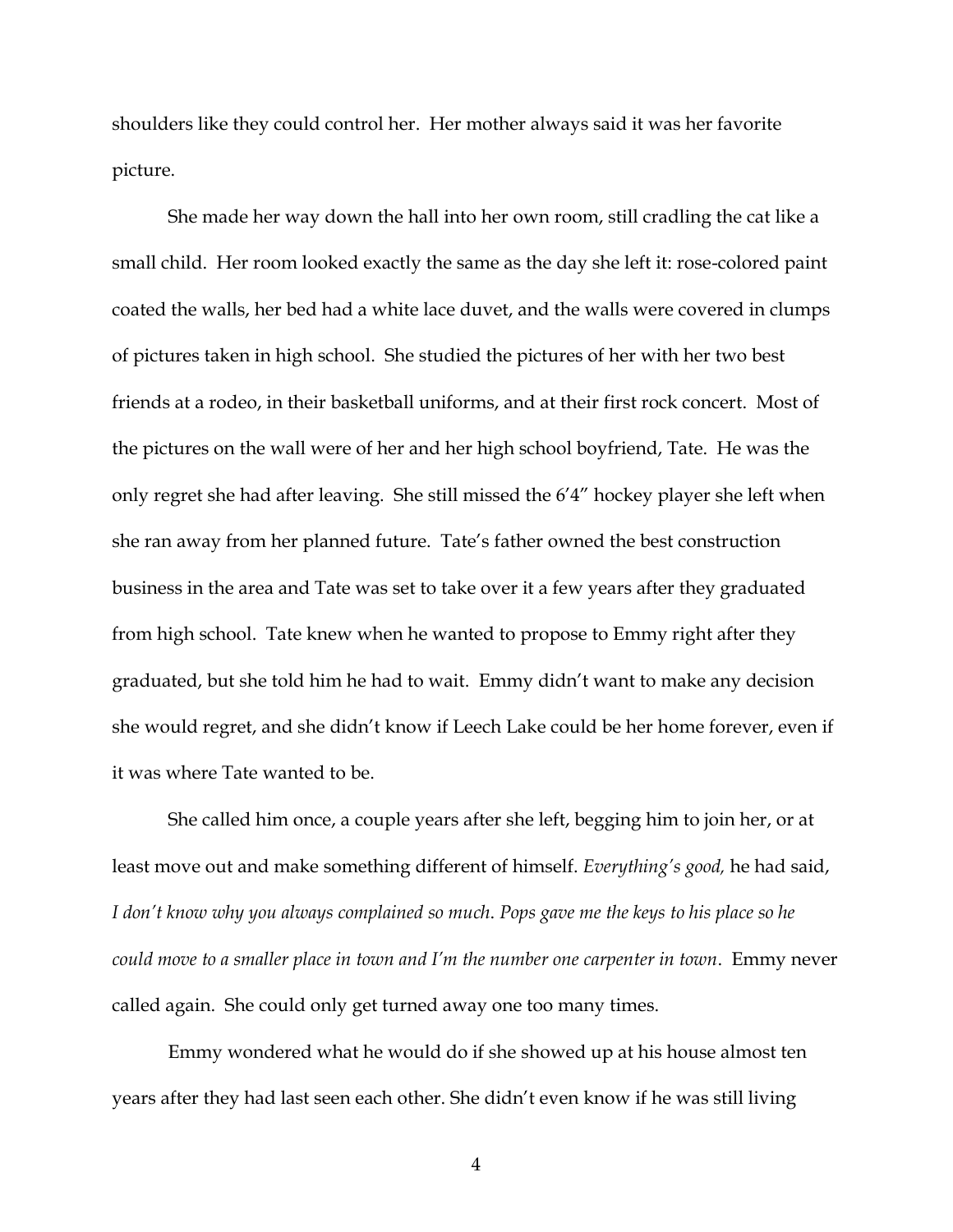shoulders like they could control her. Her mother always said it was her favorite picture.

She made her way down the hall into her own room, still cradling the cat like a small child. Her room looked exactly the same as the day she left it: rose-colored paint coated the walls, her bed had a white lace duvet, and the walls were covered in clumps of pictures taken in high school. She studied the pictures of her with her two best friends at a rodeo, in their basketball uniforms, and at their first rock concert. Most of the pictures on the wall were of her and her high school boyfriend, Tate. He was the only regret she had after leaving. She still missed the 6'4" hockey player she left when she ran away from her planned future. Tate's father owned the best construction business in the area and Tate was set to take over it a few years after they graduated from high school. Tate knew when he wanted to propose to Emmy right after they graduated, but she told him he had to wait. Emmy didn't want to make any decision she would regret, and she didn't know if Leech Lake could be her home forever, even if it was where Tate wanted to be.

She called him once, a couple years after she left, begging him to join her, or at least move out and make something different of himself. *Everything's good,* he had said, *I don't know why you always complained so much. Pops gave me the keys to his place so he could move to a smaller place in town and I'm the number one carpenter in town*. Emmy never called again. She could only get turned away one too many times.

Emmy wondered what he would do if she showed up at his house almost ten years after they had last seen each other. She didn't even know if he was still living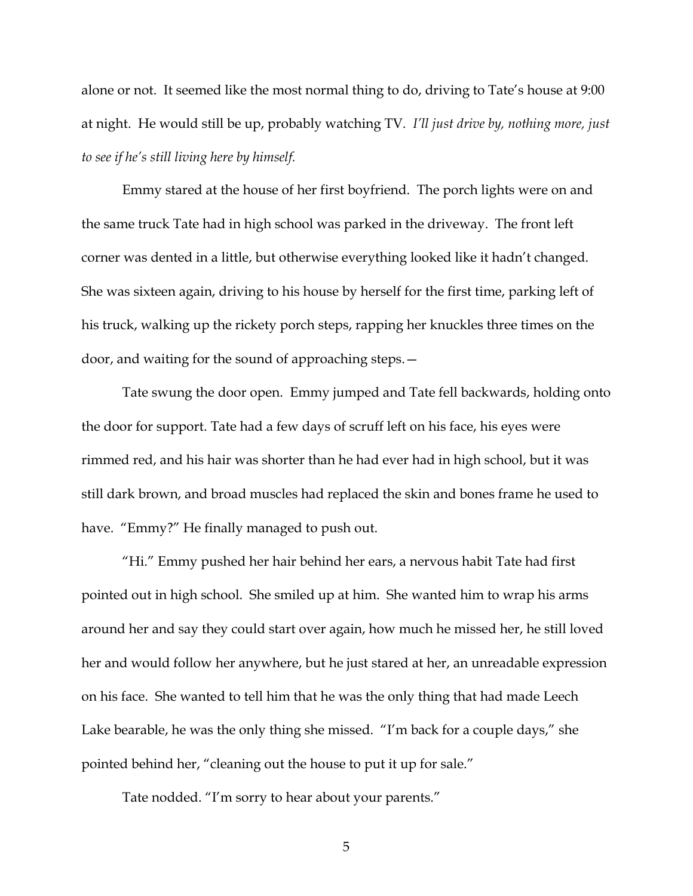alone or not. It seemed like the most normal thing to do, driving to Tate's house at 9:00 at night. He would still be up, probably watching TV. *I'll just drive by, nothing more, just to see if he's still living here by himself.*

Emmy stared at the house of her first boyfriend. The porch lights were on and the same truck Tate had in high school was parked in the driveway. The front left corner was dented in a little, but otherwise everything looked like it hadn't changed. She was sixteen again, driving to his house by herself for the first time, parking left of his truck, walking up the rickety porch steps, rapping her knuckles three times on the door, and waiting for the sound of approaching steps.—

Tate swung the door open. Emmy jumped and Tate fell backwards, holding onto the door for support. Tate had a few days of scruff left on his face, his eyes were rimmed red, and his hair was shorter than he had ever had in high school, but it was still dark brown, and broad muscles had replaced the skin and bones frame he used to have. "Emmy?" He finally managed to push out.

"Hi." Emmy pushed her hair behind her ears, a nervous habit Tate had first pointed out in high school. She smiled up at him. She wanted him to wrap his arms around her and say they could start over again, how much he missed her, he still loved her and would follow her anywhere, but he just stared at her, an unreadable expression on his face. She wanted to tell him that he was the only thing that had made Leech Lake bearable, he was the only thing she missed. "I'm back for a couple days," she pointed behind her, "cleaning out the house to put it up for sale."

Tate nodded. "I'm sorry to hear about your parents."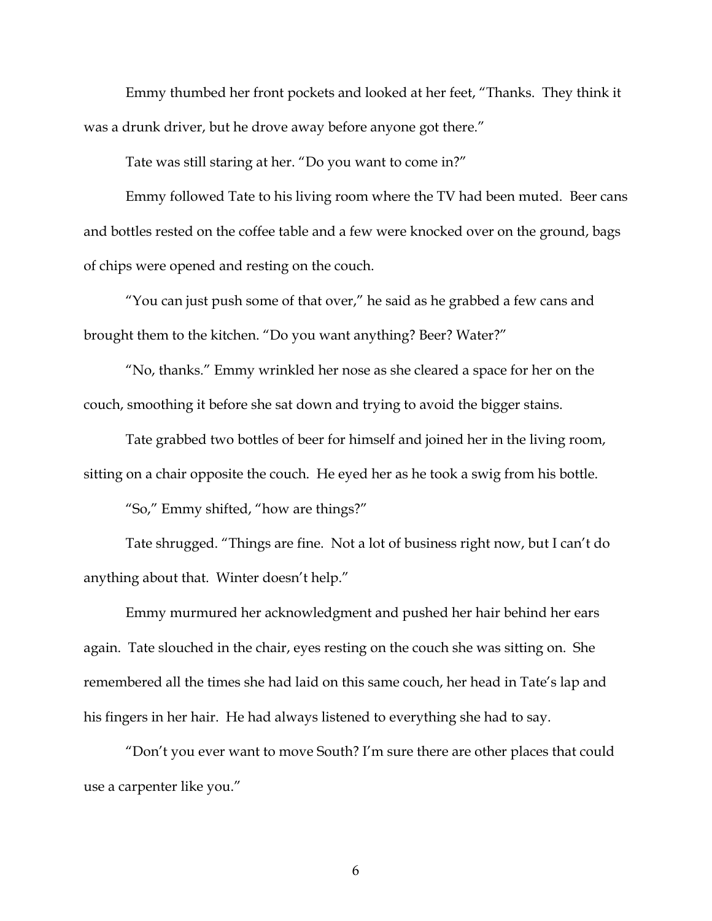Emmy thumbed her front pockets and looked at her feet, "Thanks. They think it was a drunk driver, but he drove away before anyone got there."

Tate was still staring at her. "Do you want to come in?"

Emmy followed Tate to his living room where the TV had been muted. Beer cans and bottles rested on the coffee table and a few were knocked over on the ground, bags of chips were opened and resting on the couch.

"You can just push some of that over," he said as he grabbed a few cans and brought them to the kitchen. "Do you want anything? Beer? Water?"

"No, thanks." Emmy wrinkled her nose as she cleared a space for her on the couch, smoothing it before she sat down and trying to avoid the bigger stains.

Tate grabbed two bottles of beer for himself and joined her in the living room, sitting on a chair opposite the couch. He eyed her as he took a swig from his bottle.

"So," Emmy shifted, "how are things?"

Tate shrugged. "Things are fine. Not a lot of business right now, but I can't do anything about that. Winter doesn't help."

Emmy murmured her acknowledgment and pushed her hair behind her ears again. Tate slouched in the chair, eyes resting on the couch she was sitting on. She remembered all the times she had laid on this same couch, her head in Tate's lap and his fingers in her hair. He had always listened to everything she had to say.

"Don't you ever want to move South? I'm sure there are other places that could use a carpenter like you."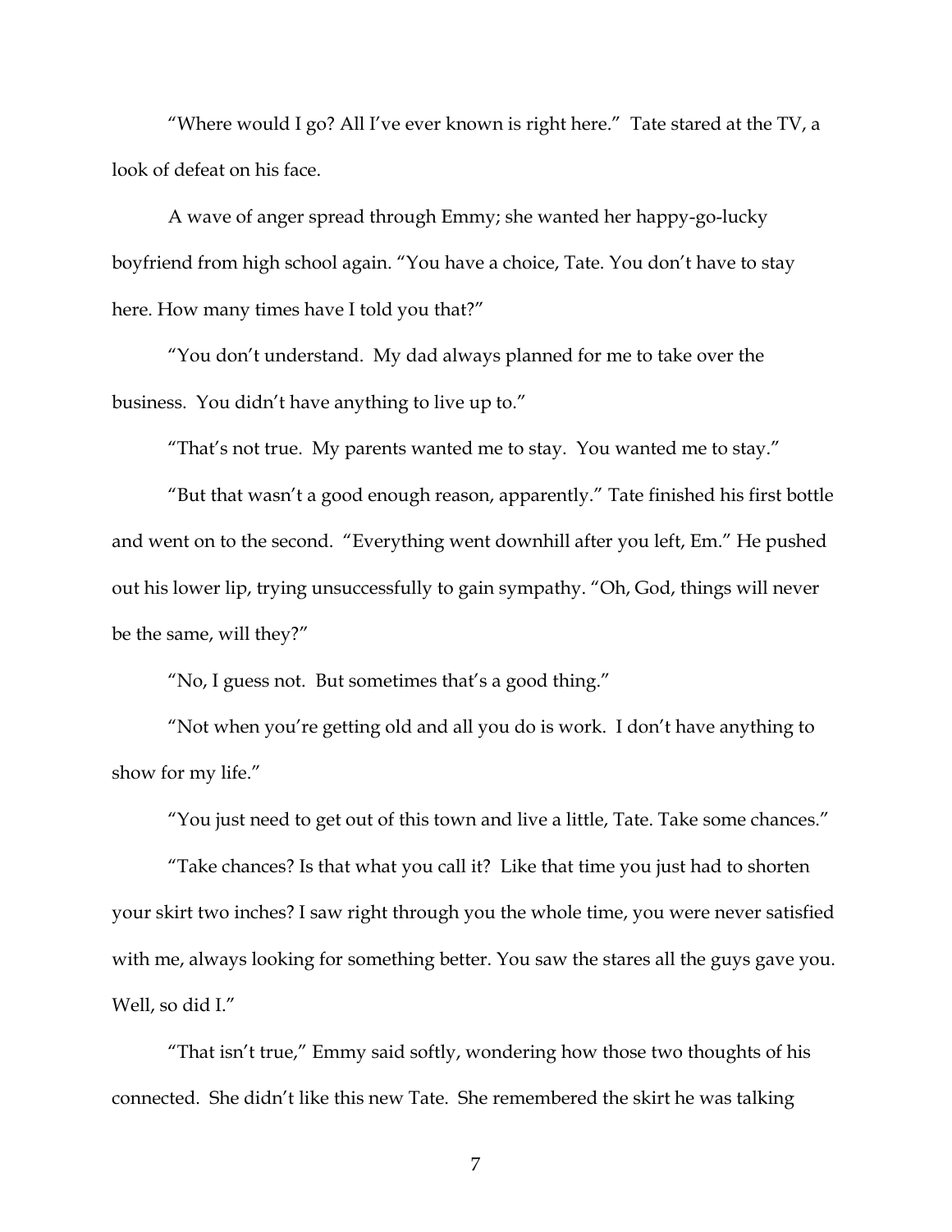"Where would I go? All I've ever known is right here." Tate stared at the TV, a look of defeat on his face.

A wave of anger spread through Emmy; she wanted her happy-go-lucky boyfriend from high school again. "You have a choice, Tate. You don't have to stay here. How many times have I told you that?"

"You don't understand. My dad always planned for me to take over the business. You didn't have anything to live up to."

"That's not true. My parents wanted me to stay. You wanted me to stay."

"But that wasn't a good enough reason, apparently." Tate finished his first bottle and went on to the second. "Everything went downhill after you left, Em." He pushed out his lower lip, trying unsuccessfully to gain sympathy. "Oh, God, things will never be the same, will they?"

"No, I guess not. But sometimes that's a good thing."

"Not when you're getting old and all you do is work. I don't have anything to show for my life."

"You just need to get out of this town and live a little, Tate. Take some chances."

"Take chances? Is that what you call it? Like that time you just had to shorten your skirt two inches? I saw right through you the whole time, you were never satisfied with me, always looking for something better. You saw the stares all the guys gave you. Well, so did I."

"That isn't true," Emmy said softly, wondering how those two thoughts of his connected. She didn't like this new Tate. She remembered the skirt he was talking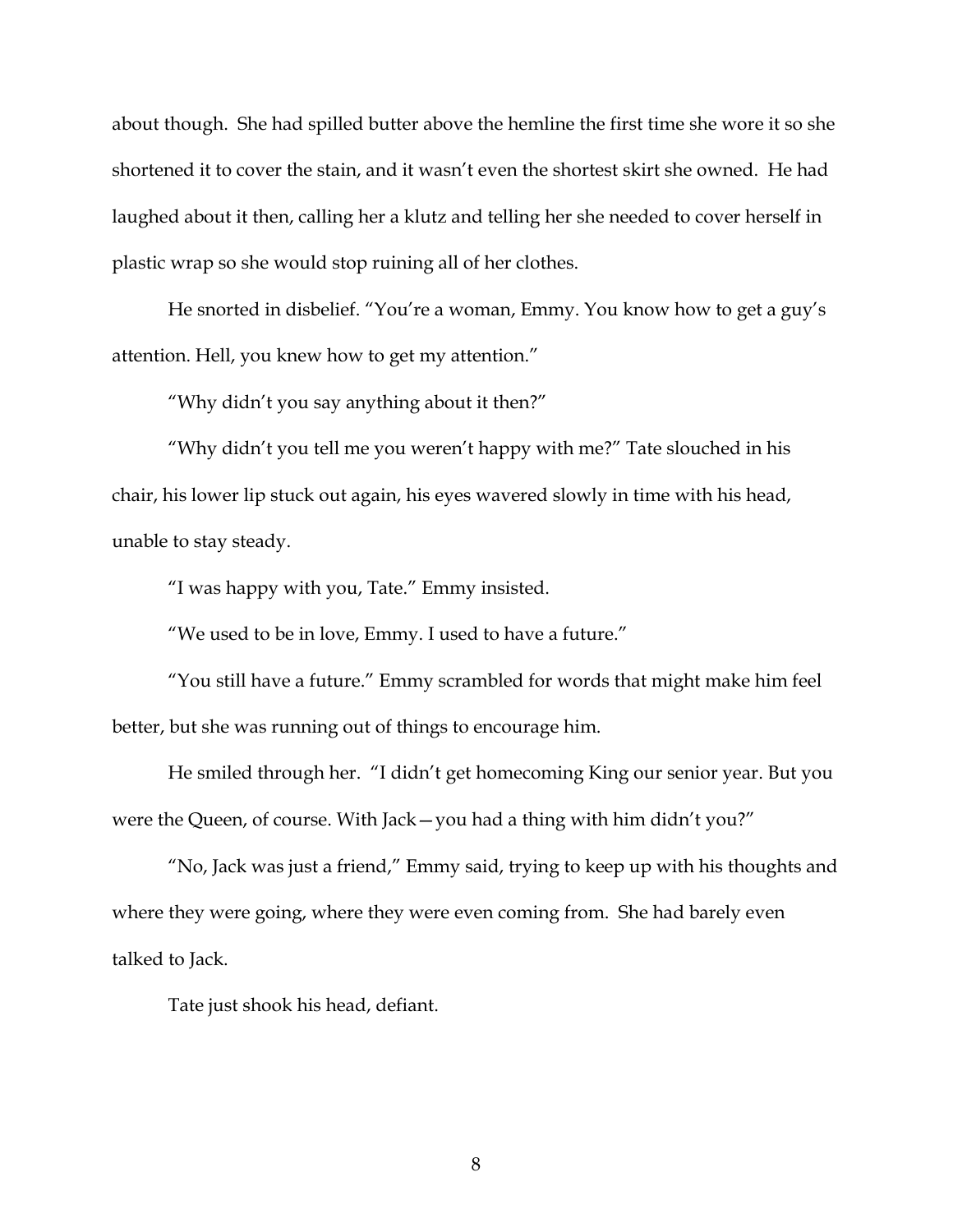about though. She had spilled butter above the hemline the first time she wore it so she shortened it to cover the stain, and it wasn't even the shortest skirt she owned. He had laughed about it then, calling her a klutz and telling her she needed to cover herself in plastic wrap so she would stop ruining all of her clothes.

He snorted in disbelief. "You're a woman, Emmy. You know how to get a guy's attention. Hell, you knew how to get my attention."

"Why didn't you say anything about it then?"

"Why didn't you tell me you weren't happy with me?" Tate slouched in his chair, his lower lip stuck out again, his eyes wavered slowly in time with his head, unable to stay steady.

"I was happy with you, Tate." Emmy insisted.

"We used to be in love, Emmy. I used to have a future."

"You still have a future." Emmy scrambled for words that might make him feel better, but she was running out of things to encourage him.

He smiled through her. "I didn't get homecoming King our senior year. But you were the Queen, of course. With Jack—you had a thing with him didn't you?"

"No, Jack was just a friend," Emmy said, trying to keep up with his thoughts and where they were going, where they were even coming from. She had barely even talked to Jack.

Tate just shook his head, defiant.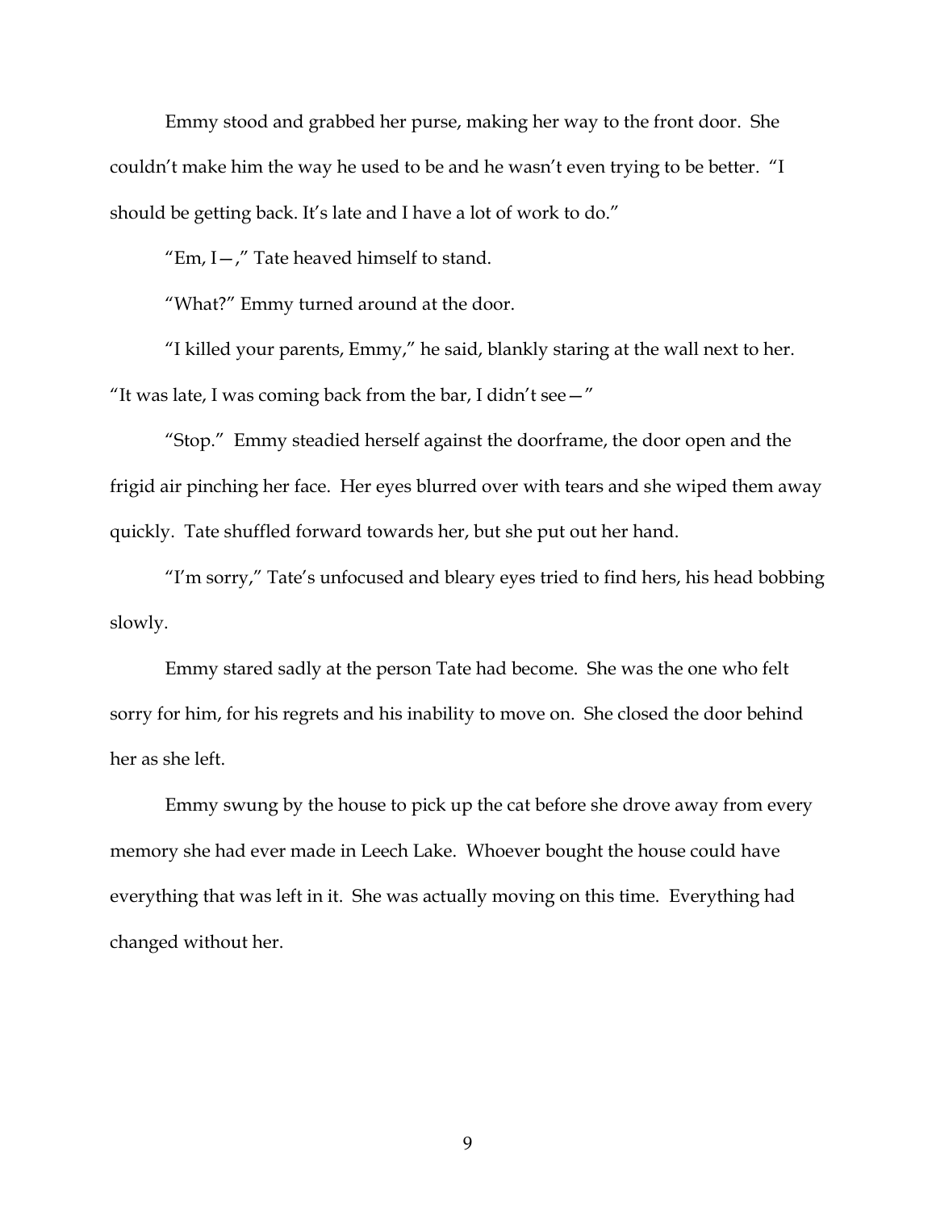Emmy stood and grabbed her purse, making her way to the front door. She couldn't make him the way he used to be and he wasn't even trying to be better. "I should be getting back. It's late and I have a lot of work to do."

"Em, I—," Tate heaved himself to stand.

"What?" Emmy turned around at the door.

"I killed your parents, Emmy," he said, blankly staring at the wall next to her. "It was late, I was coming back from the bar, I didn't see—"

"Stop." Emmy steadied herself against the doorframe, the door open and the frigid air pinching her face. Her eyes blurred over with tears and she wiped them away quickly. Tate shuffled forward towards her, but she put out her hand.

"I'm sorry," Tate's unfocused and bleary eyes tried to find hers, his head bobbing slowly.

Emmy stared sadly at the person Tate had become. She was the one who felt sorry for him, for his regrets and his inability to move on. She closed the door behind her as she left.

Emmy swung by the house to pick up the cat before she drove away from every memory she had ever made in Leech Lake. Whoever bought the house could have everything that was left in it. She was actually moving on this time. Everything had changed without her.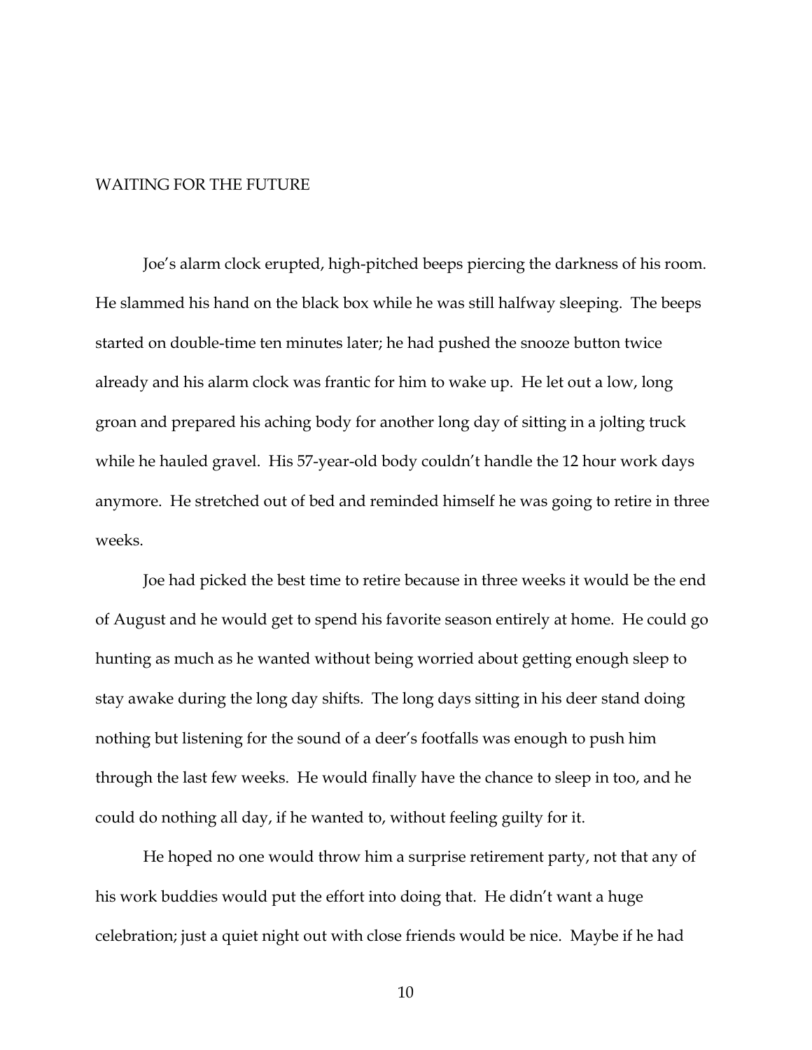## WAITING FOR THE FUTURE

Joe's alarm clock erupted, high-pitched beeps piercing the darkness of his room. He slammed his hand on the black box while he was still halfway sleeping. The beeps started on double-time ten minutes later; he had pushed the snooze button twice already and his alarm clock was frantic for him to wake up. He let out a low, long groan and prepared his aching body for another long day of sitting in a jolting truck while he hauled gravel. His 57-year-old body couldn't handle the 12 hour work days anymore. He stretched out of bed and reminded himself he was going to retire in three weeks.

Joe had picked the best time to retire because in three weeks it would be the end of August and he would get to spend his favorite season entirely at home. He could go hunting as much as he wanted without being worried about getting enough sleep to stay awake during the long day shifts. The long days sitting in his deer stand doing nothing but listening for the sound of a deer's footfalls was enough to push him through the last few weeks. He would finally have the chance to sleep in too, and he could do nothing all day, if he wanted to, without feeling guilty for it.

He hoped no one would throw him a surprise retirement party, not that any of his work buddies would put the effort into doing that. He didn't want a huge celebration; just a quiet night out with close friends would be nice. Maybe if he had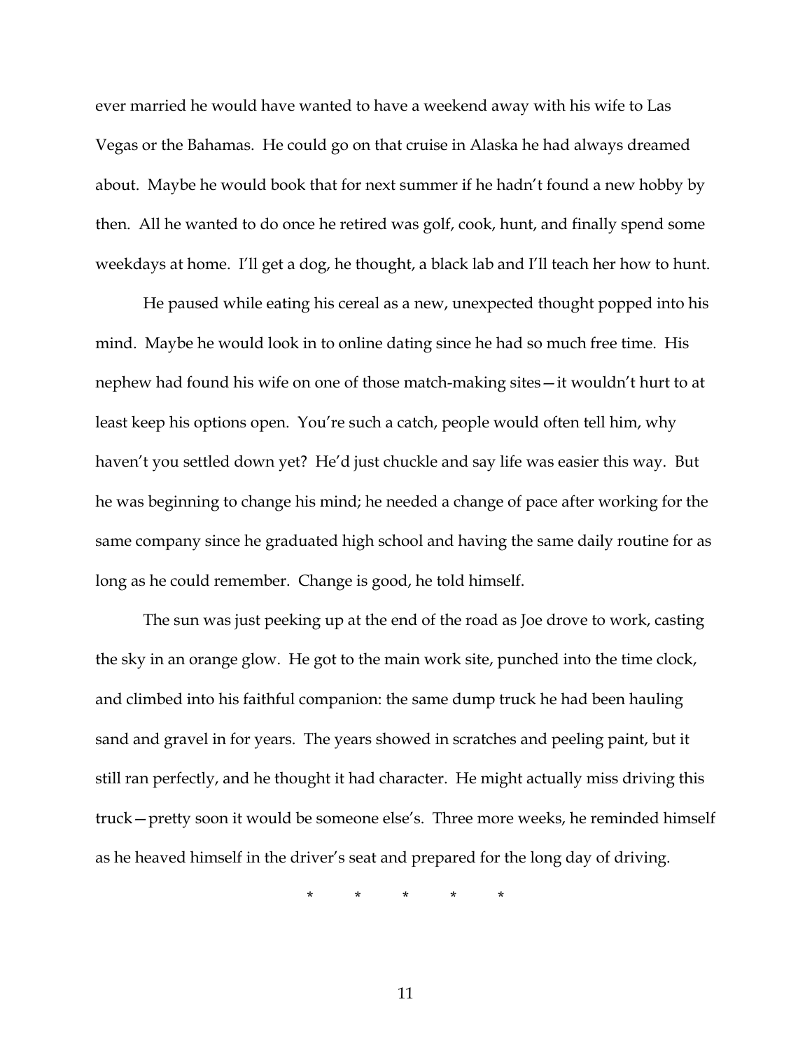ever married he would have wanted to have a weekend away with his wife to Las Vegas or the Bahamas. He could go on that cruise in Alaska he had always dreamed about. Maybe he would book that for next summer if he hadn't found a new hobby by then. All he wanted to do once he retired was golf, cook, hunt, and finally spend some weekdays at home. I'll get a dog, he thought, a black lab and I'll teach her how to hunt.

He paused while eating his cereal as a new, unexpected thought popped into his mind. Maybe he would look in to online dating since he had so much free time. His nephew had found his wife on one of those match-making sites—it wouldn't hurt to at least keep his options open. You're such a catch, people would often tell him, why haven't you settled down yet? He'd just chuckle and say life was easier this way. But he was beginning to change his mind; he needed a change of pace after working for the same company since he graduated high school and having the same daily routine for as long as he could remember. Change is good, he told himself.

The sun was just peeking up at the end of the road as Joe drove to work, casting the sky in an orange glow. He got to the main work site, punched into the time clock, and climbed into his faithful companion: the same dump truck he had been hauling sand and gravel in for years. The years showed in scratches and peeling paint, but it still ran perfectly, and he thought it had character. He might actually miss driving this truck—pretty soon it would be someone else's. Three more weeks, he reminded himself as he heaved himself in the driver's seat and prepared for the long day of driving.

\* \* \* \* \*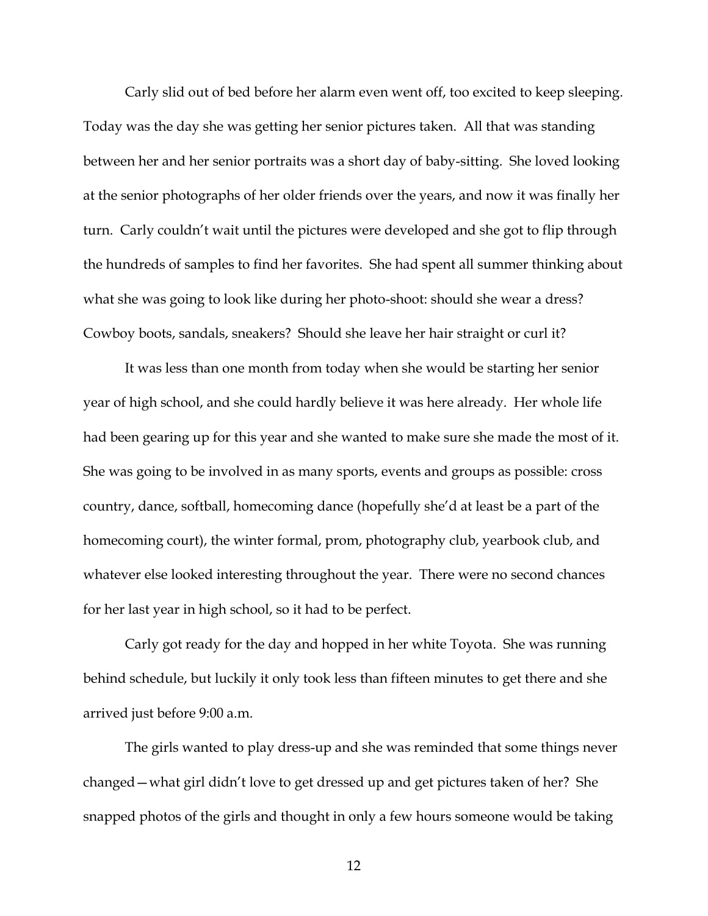Carly slid out of bed before her alarm even went off, too excited to keep sleeping. Today was the day she was getting her senior pictures taken. All that was standing between her and her senior portraits was a short day of baby-sitting. She loved looking at the senior photographs of her older friends over the years, and now it was finally her turn. Carly couldn't wait until the pictures were developed and she got to flip through the hundreds of samples to find her favorites. She had spent all summer thinking about what she was going to look like during her photo-shoot: should she wear a dress? Cowboy boots, sandals, sneakers? Should she leave her hair straight or curl it?

It was less than one month from today when she would be starting her senior year of high school, and she could hardly believe it was here already. Her whole life had been gearing up for this year and she wanted to make sure she made the most of it. She was going to be involved in as many sports, events and groups as possible: cross country, dance, softball, homecoming dance (hopefully she'd at least be a part of the homecoming court), the winter formal, prom, photography club, yearbook club, and whatever else looked interesting throughout the year. There were no second chances for her last year in high school, so it had to be perfect.

Carly got ready for the day and hopped in her white Toyota. She was running behind schedule, but luckily it only took less than fifteen minutes to get there and she arrived just before 9:00 a.m.

The girls wanted to play dress-up and she was reminded that some things never changed—what girl didn't love to get dressed up and get pictures taken of her? She snapped photos of the girls and thought in only a few hours someone would be taking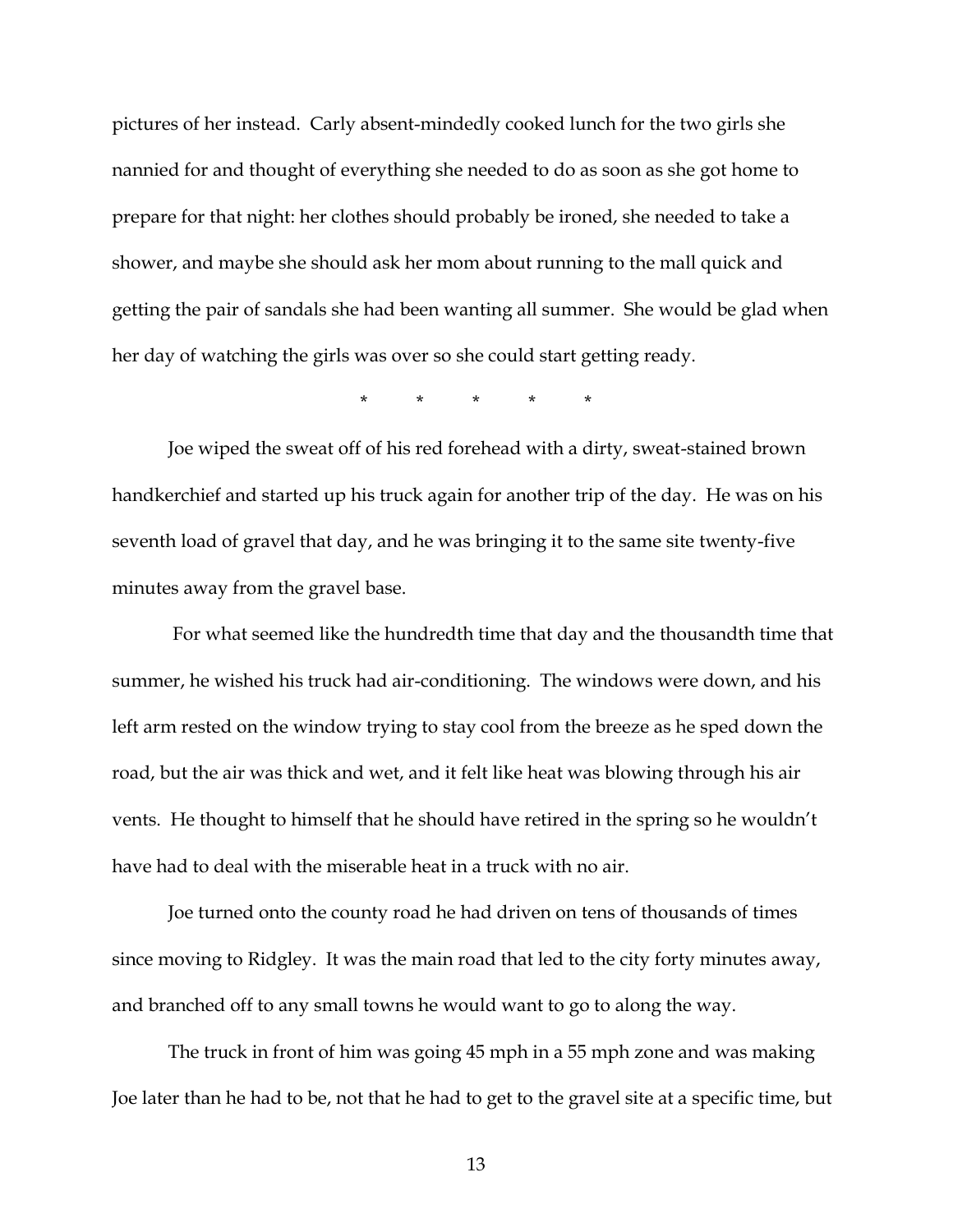pictures of her instead. Carly absent-mindedly cooked lunch for the two girls she nannied for and thought of everything she needed to do as soon as she got home to prepare for that night: her clothes should probably be ironed, she needed to take a shower, and maybe she should ask her mom about running to the mall quick and getting the pair of sandals she had been wanting all summer. She would be glad when her day of watching the girls was over so she could start getting ready.

\* \* \* \* \*

Joe wiped the sweat off of his red forehead with a dirty, sweat-stained brown handkerchief and started up his truck again for another trip of the day. He was on his seventh load of gravel that day, and he was bringing it to the same site twenty-five minutes away from the gravel base.

For what seemed like the hundredth time that day and the thousandth time that summer, he wished his truck had air-conditioning. The windows were down, and his left arm rested on the window trying to stay cool from the breeze as he sped down the road, but the air was thick and wet, and it felt like heat was blowing through his air vents. He thought to himself that he should have retired in the spring so he wouldn't have had to deal with the miserable heat in a truck with no air.

Joe turned onto the county road he had driven on tens of thousands of times since moving to Ridgley. It was the main road that led to the city forty minutes away, and branched off to any small towns he would want to go to along the way.

The truck in front of him was going 45 mph in a 55 mph zone and was making Joe later than he had to be, not that he had to get to the gravel site at a specific time, but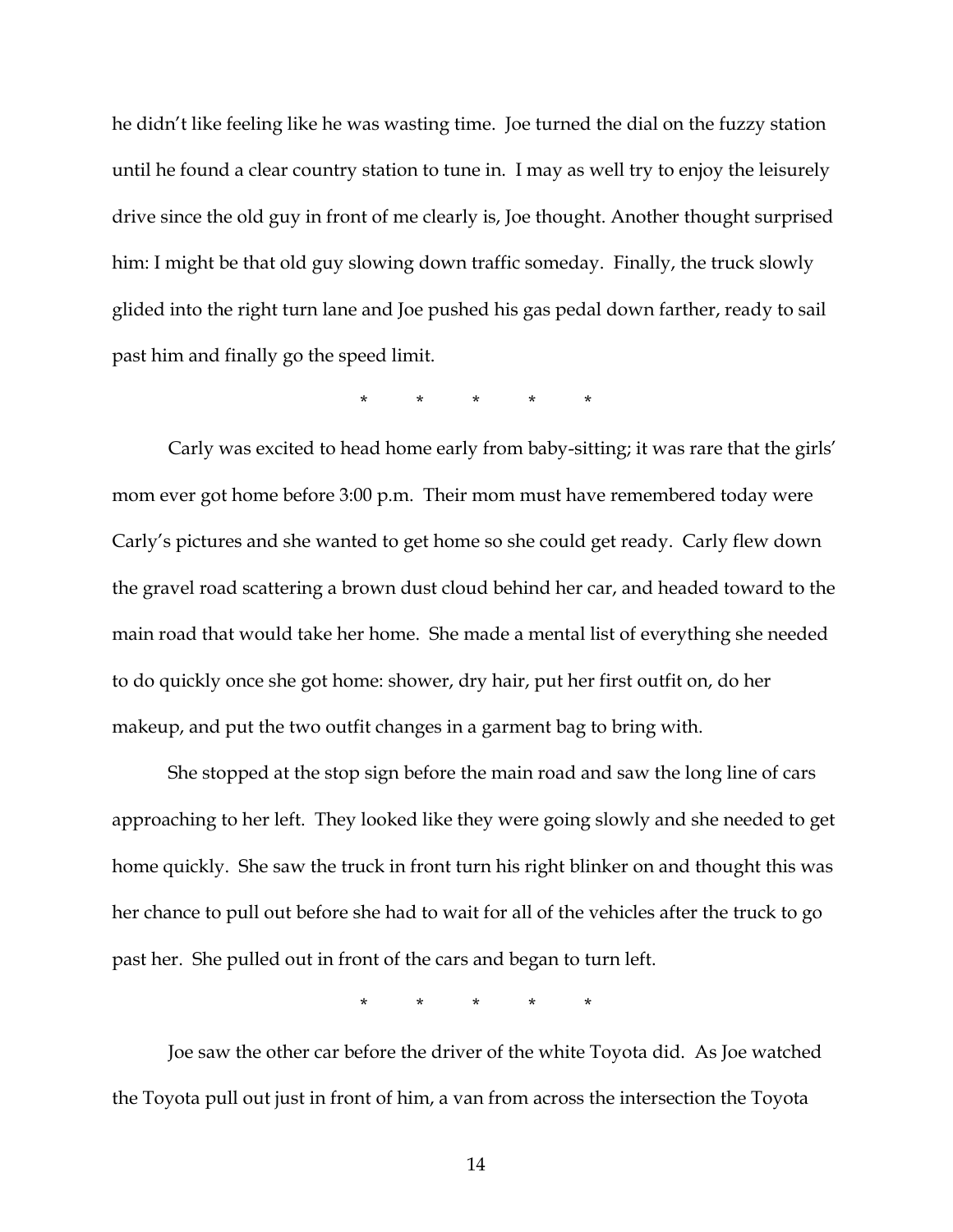he didn't like feeling like he was wasting time. Joe turned the dial on the fuzzy station until he found a clear country station to tune in. I may as well try to enjoy the leisurely drive since the old guy in front of me clearly is, Joe thought. Another thought surprised him: I might be that old guy slowing down traffic someday. Finally, the truck slowly glided into the right turn lane and Joe pushed his gas pedal down farther, ready to sail past him and finally go the speed limit.

\* \* \* \* \*

Carly was excited to head home early from baby-sitting; it was rare that the girls' mom ever got home before 3:00 p.m. Their mom must have remembered today were Carly's pictures and she wanted to get home so she could get ready. Carly flew down the gravel road scattering a brown dust cloud behind her car, and headed toward to the main road that would take her home. She made a mental list of everything she needed to do quickly once she got home: shower, dry hair, put her first outfit on, do her makeup, and put the two outfit changes in a garment bag to bring with.

She stopped at the stop sign before the main road and saw the long line of cars approaching to her left. They looked like they were going slowly and she needed to get home quickly. She saw the truck in front turn his right blinker on and thought this was her chance to pull out before she had to wait for all of the vehicles after the truck to go past her. She pulled out in front of the cars and began to turn left.

\* \* \* \* \*

Joe saw the other car before the driver of the white Toyota did. As Joe watched the Toyota pull out just in front of him, a van from across the intersection the Toyota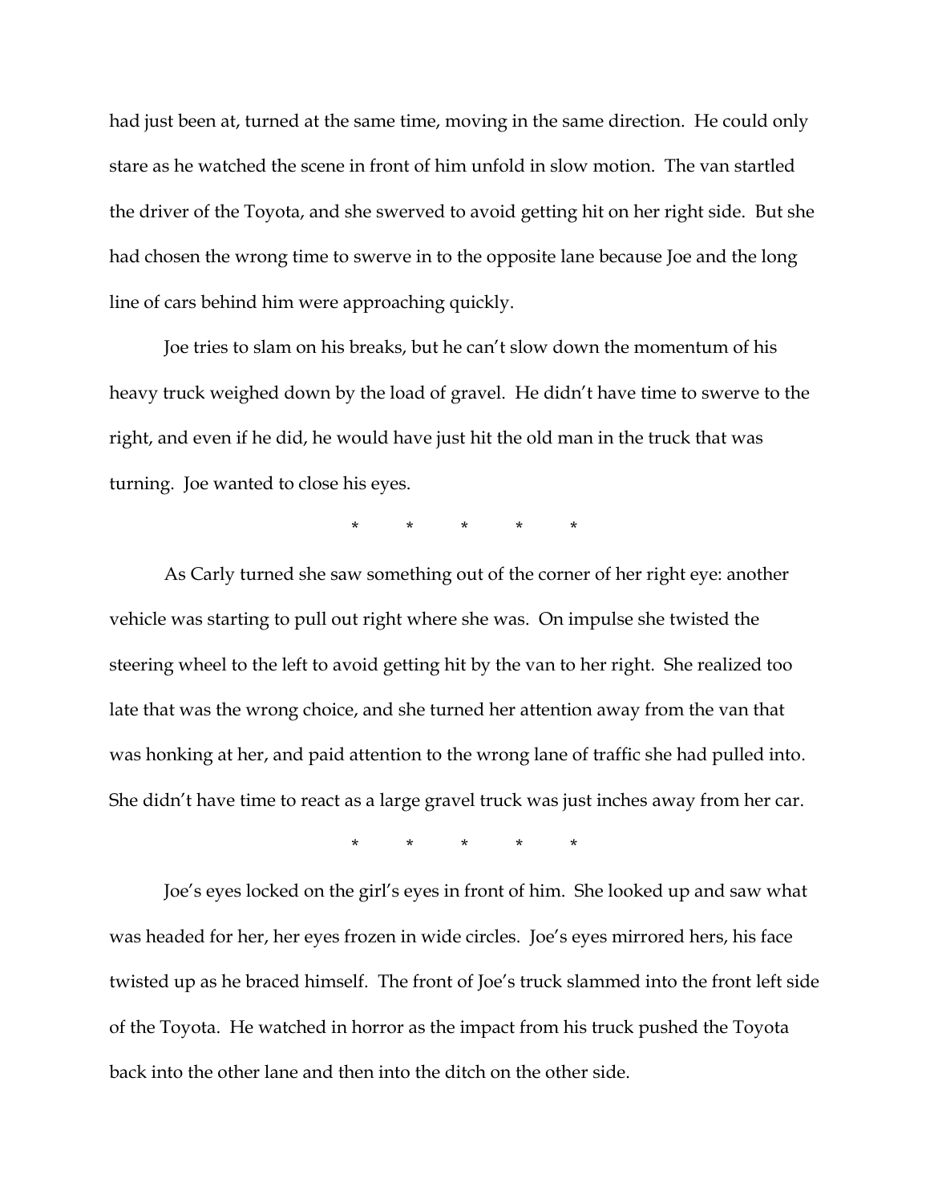had just been at, turned at the same time, moving in the same direction. He could only stare as he watched the scene in front of him unfold in slow motion. The van startled the driver of the Toyota, and she swerved to avoid getting hit on her right side. But she had chosen the wrong time to swerve in to the opposite lane because Joe and the long line of cars behind him were approaching quickly.

Joe tries to slam on his breaks, but he can't slow down the momentum of his heavy truck weighed down by the load of gravel. He didn't have time to swerve to the right, and even if he did, he would have just hit the old man in the truck that was turning. Joe wanted to close his eyes.

\* \* \* \* \*

As Carly turned she saw something out of the corner of her right eye: another vehicle was starting to pull out right where she was. On impulse she twisted the steering wheel to the left to avoid getting hit by the van to her right. She realized too late that was the wrong choice, and she turned her attention away from the van that was honking at her, and paid attention to the wrong lane of traffic she had pulled into. She didn't have time to react as a large gravel truck was just inches away from her car.

\* \* \* \* \*

Joe's eyes locked on the girl's eyes in front of him. She looked up and saw what was headed for her, her eyes frozen in wide circles. Joe's eyes mirrored hers, his face twisted up as he braced himself. The front of Joe's truck slammed into the front left side of the Toyota. He watched in horror as the impact from his truck pushed the Toyota back into the other lane and then into the ditch on the other side.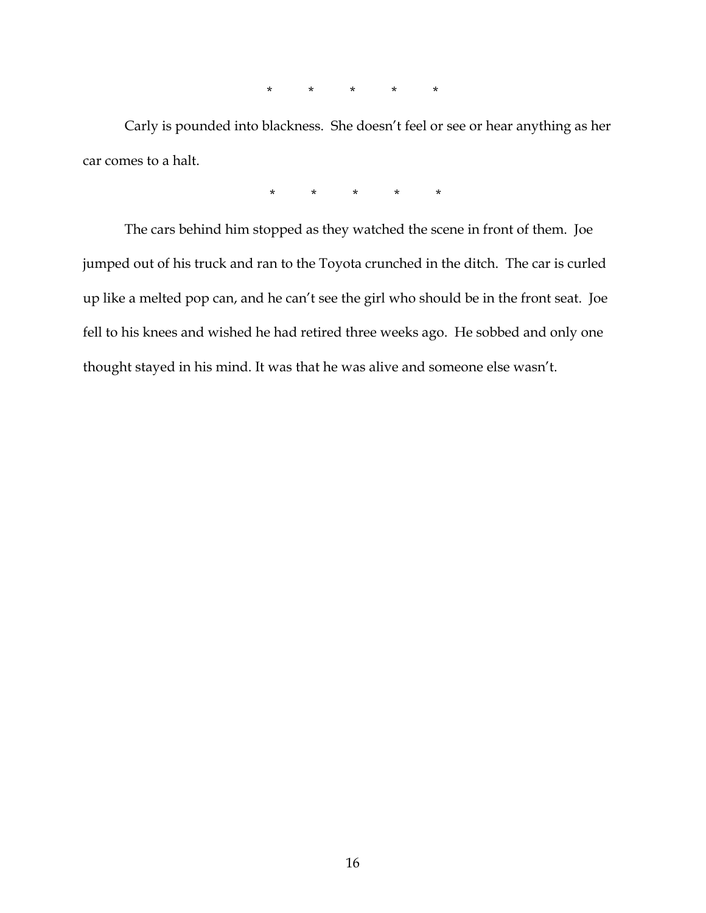*          *          *          *          *

Carly is pounded into blackness.  She doesn't feel or see or hear anything as her car comes to a halt.

*          *          *          *          *

The cars behind him stopped as they watched the scene in front of them.  Joe jumped out of his truck and ran to the Toyota crunched in the ditch.  The car is curled up like a melted pop can, and he can't see the girl who should be in the front seat.  Joe fell to his knees and wished he had retired three weeks ago.  He sobbed and only one thought stayed in his mind. It was that he was alive and someone else wasn't.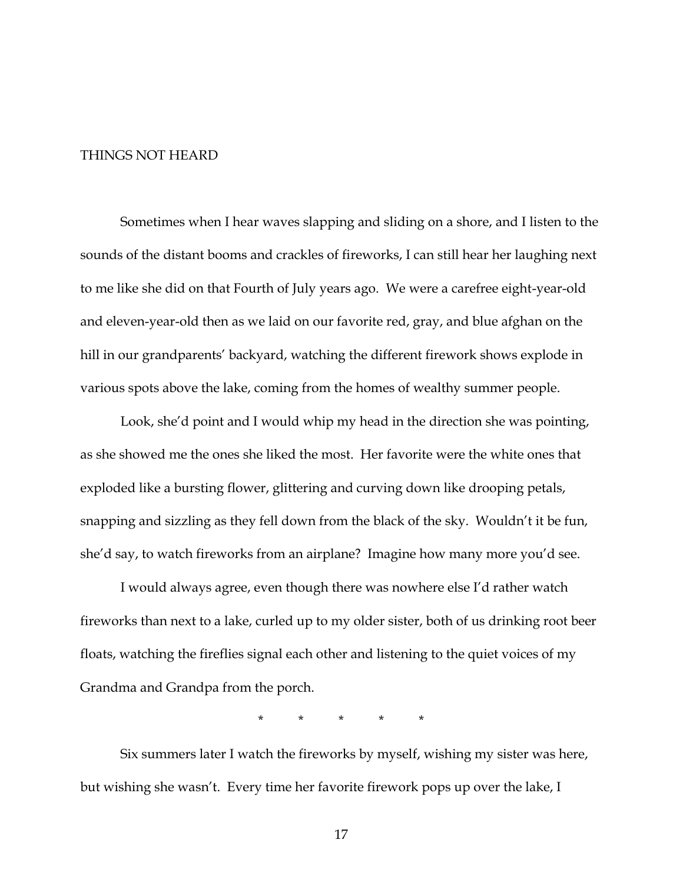# THINGS NOT HEARD

Sometimes when I hear waves slapping and sliding on a shore, and I listen to the sounds of the distant booms and crackles of fireworks, I can still hear her laughing next to me like she did on that Fourth of July years ago. We were a carefree eight-year-old and eleven-year-old then as we laid on our favorite red, gray, and blue afghan on the hill in our grandparents' backyard, watching the different firework shows explode in various spots above the lake, coming from the homes of wealthy summer people.

Look, she'd point and I would whip my head in the direction she was pointing, as she showed me the ones she liked the most. Her favorite were the white ones that exploded like a bursting flower, glittering and curving down like drooping petals, snapping and sizzling as they fell down from the black of the sky. Wouldn't it be fun, she'd say, to watch fireworks from an airplane? Imagine how many more you'd see.

I would always agree, even though there was nowhere else I'd rather watch fireworks than next to a lake, curled up to my older sister, both of us drinking root beer floats, watching the fireflies signal each other and listening to the quiet voices of my Grandma and Grandpa from the porch.

\*          \*          \*          \*          \*

Six summers later I watch the fireworks by myself, wishing my sister was here, but wishing she wasn't. Every time her favorite firework pops up over the lake, I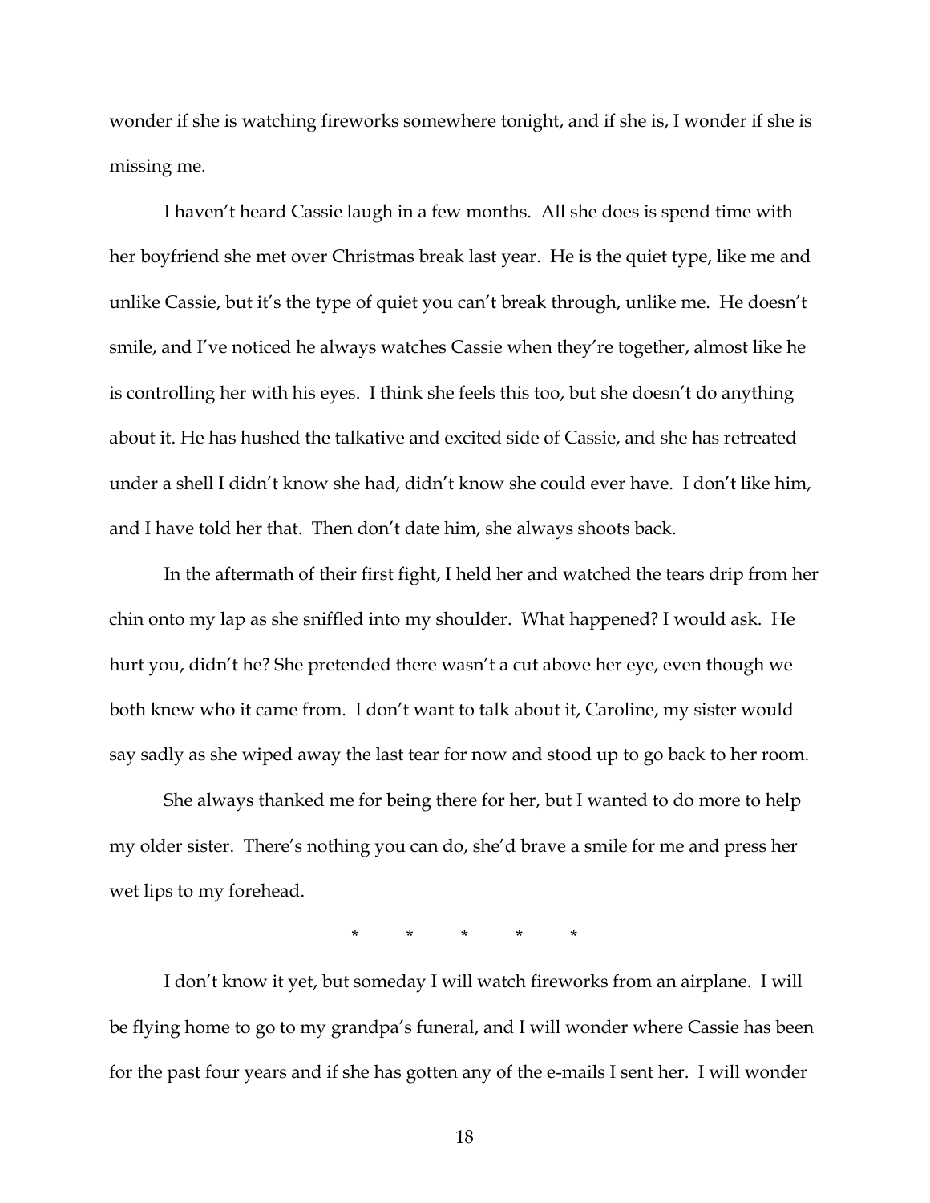wonder if she is watching fireworks somewhere tonight, and if she is, I wonder if she is missing me.

I haven't heard Cassie laugh in a few months. All she does is spend time with her boyfriend she met over Christmas break last year. He is the quiet type, like me and unlike Cassie, but it's the type of quiet you can't break through, unlike me. He doesn't smile, and I've noticed he always watches Cassie when they're together, almost like he is controlling her with his eyes. I think she feels this too, but she doesn't do anything about it. He has hushed the talkative and excited side of Cassie, and she has retreated under a shell I didn't know she had, didn't know she could ever have. I don't like him, and I have told her that. Then don't date him, she always shoots back.

In the aftermath of their first fight, I held her and watched the tears drip from her chin onto my lap as she sniffled into my shoulder. What happened? I would ask. He hurt you, didn't he? She pretended there wasn't a cut above her eye, even though we both knew who it came from. I don't want to talk about it, Caroline, my sister would say sadly as she wiped away the last tear for now and stood up to go back to her room.

She always thanked me for being there for her, but I wanted to do more to help my older sister. There's nothing you can do, she'd brave a smile for me and press her wet lips to my forehead.

\* \* \* \* \*

I don't know it yet, but someday I will watch fireworks from an airplane. I will be flying home to go to my grandpa's funeral, and I will wonder where Cassie has been for the past four years and if she has gotten any of the e-mails I sent her. I will wonder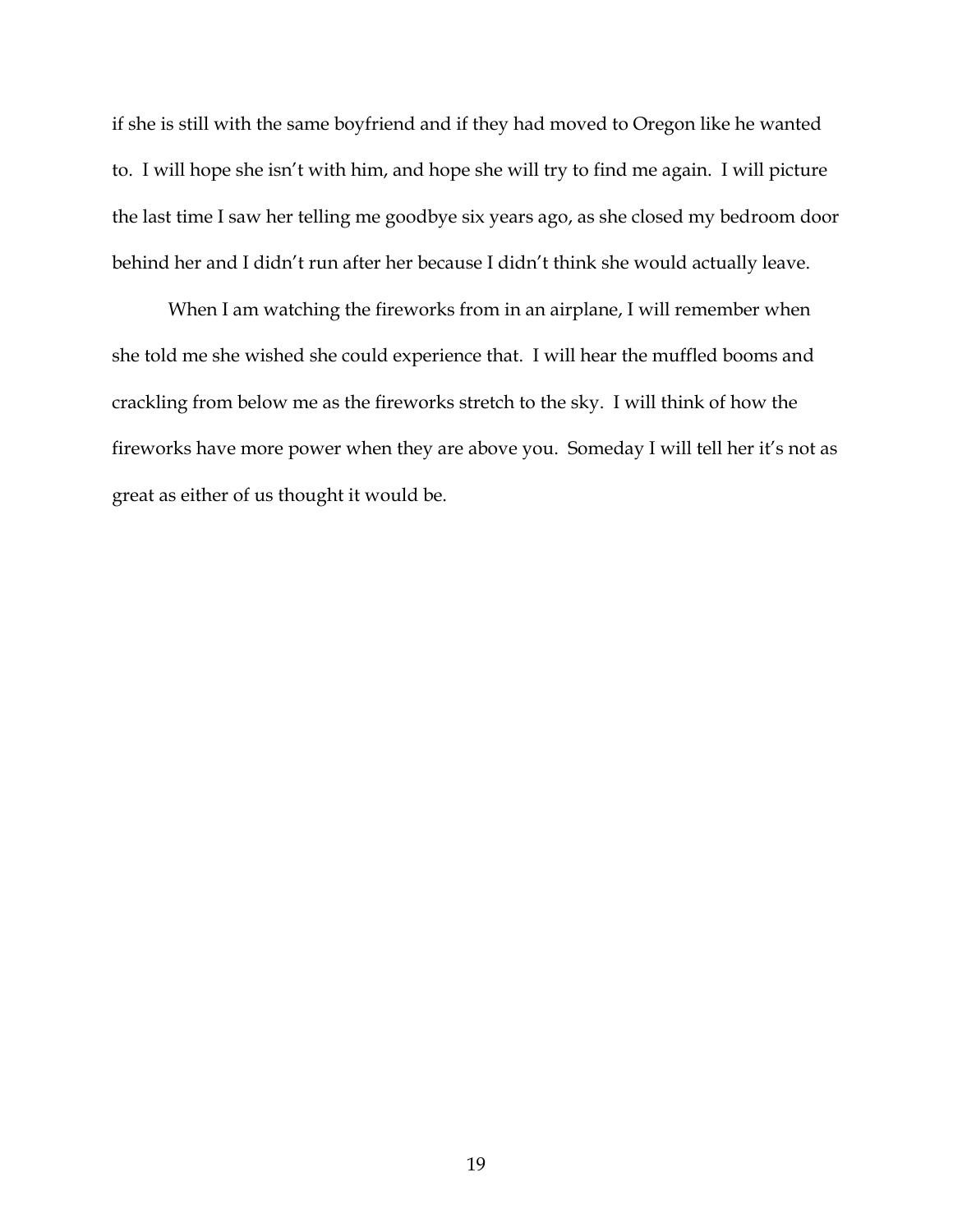if she is still with the same boyfriend and if they had moved to Oregon like he wanted to. I will hope she isn't with him, and hope she will try to find me again. I will picture the last time I saw her telling me goodbye six years ago, as she closed my bedroom door behind her and I didn't run after her because I didn't think she would actually leave.

When I am watching the fireworks from in an airplane, I will remember when she told me she wished she could experience that. I will hear the muffled booms and crackling from below me as the fireworks stretch to the sky. I will think of how the fireworks have more power when they are above you. Someday I will tell her it's not as great as either of us thought it would be.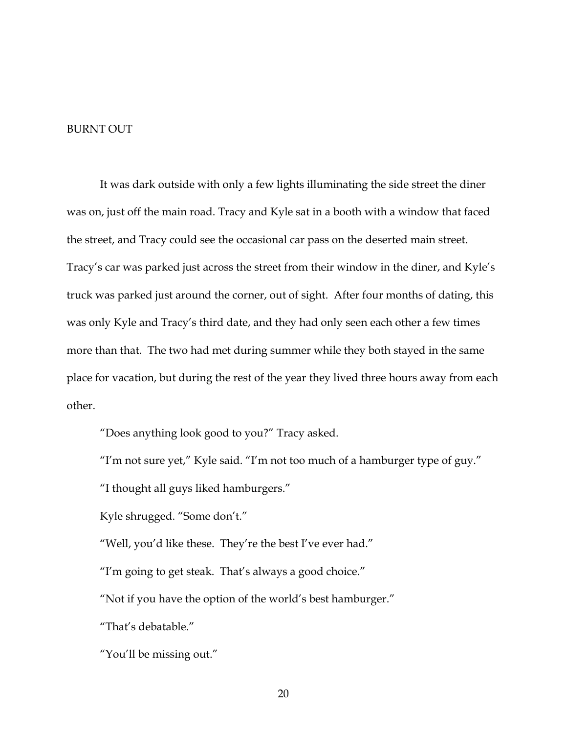# BURNT OUT

It was dark outside with only a few lights illuminating the side street the diner was on, just off the main road. Tracy and Kyle sat in a booth with a window that faced the street, and Tracy could see the occasional car pass on the deserted main street. Tracy's car was parked just across the street from their window in the diner, and Kyle's truck was parked just around the corner, out of sight. After four months of dating, this was only Kyle and Tracy's third date, and they had only seen each other a few times more than that. The two had met during summer while they both stayed in the same place for vacation, but during the rest of the year they lived three hours away from each other.

"Does anything look good to you?" Tracy asked.

"I'm not sure yet," Kyle said. "I'm not too much of a hamburger type of guy."

"I thought all guys liked hamburgers."

Kyle shrugged. "Some don't."

"Well, you'd like these. They're the best I've ever had."

"I'm going to get steak. That's always a good choice."

"Not if you have the option of the world's best hamburger."

"That's debatable."

"You'll be missing out."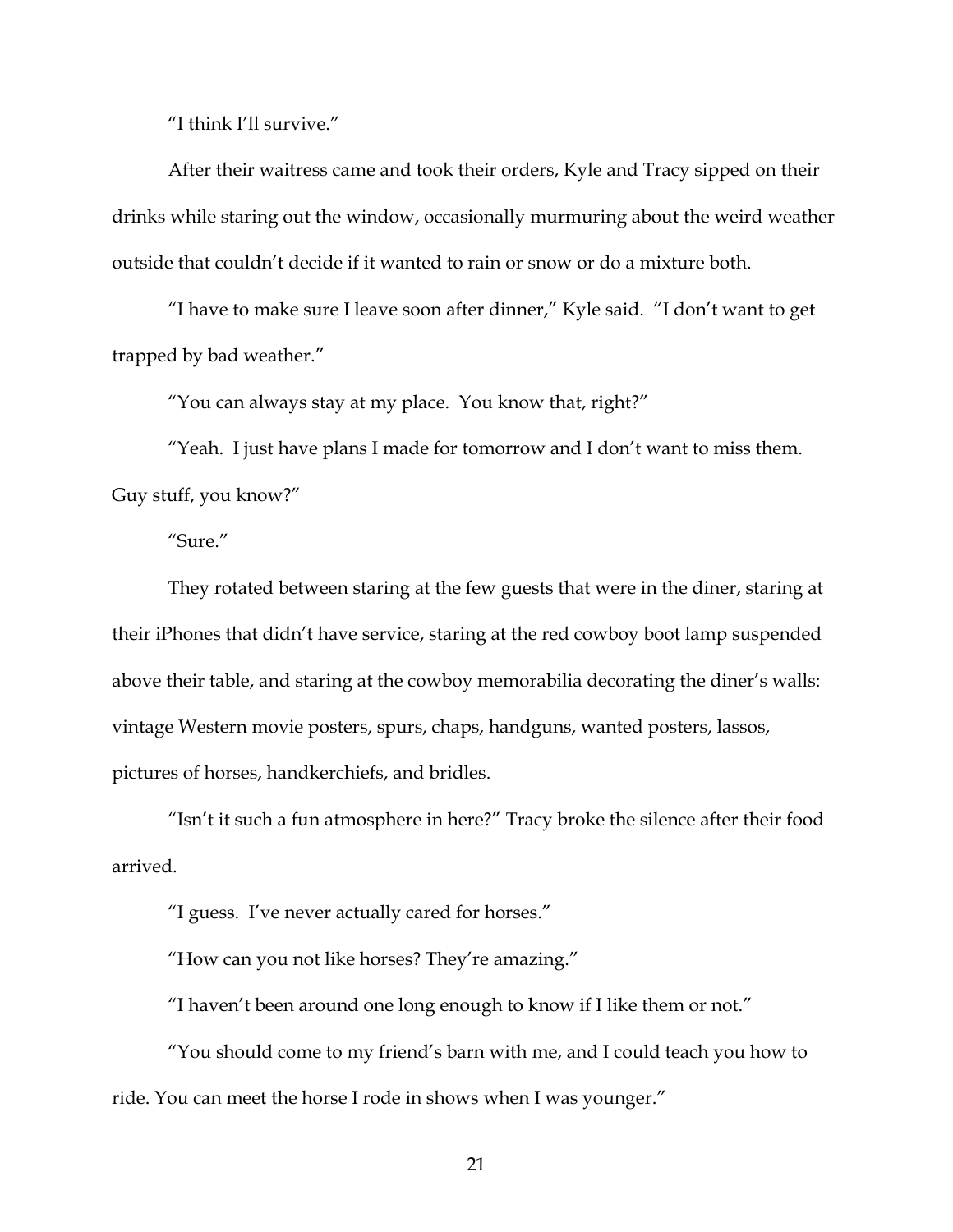"I think I'll survive."

After their waitress came and took their orders, Kyle and Tracy sipped on their drinks while staring out the window, occasionally murmuring about the weird weather outside that couldn't decide if it wanted to rain or snow or do a mixture both.

"I have to make sure I leave soon after dinner," Kyle said. "I don't want to get trapped by bad weather."

"You can always stay at my place. You know that, right?"

"Yeah. I just have plans I made for tomorrow and I don't want to miss them. Guy stuff, you know?"

"Sure."

They rotated between staring at the few guests that were in the diner, staring at their iPhones that didn't have service, staring at the red cowboy boot lamp suspended above their table, and staring at the cowboy memorabilia decorating the diner's walls: vintage Western movie posters, spurs, chaps, handguns, wanted posters, lassos, pictures of horses, handkerchiefs, and bridles.

"Isn't it such a fun atmosphere in here?" Tracy broke the silence after their food arrived.

"I guess. I've never actually cared for horses."

"How can you not like horses? They're amazing."

"I haven't been around one long enough to know if I like them or not."

"You should come to my friend's barn with me, and I could teach you how to ride. You can meet the horse I rode in shows when I was younger."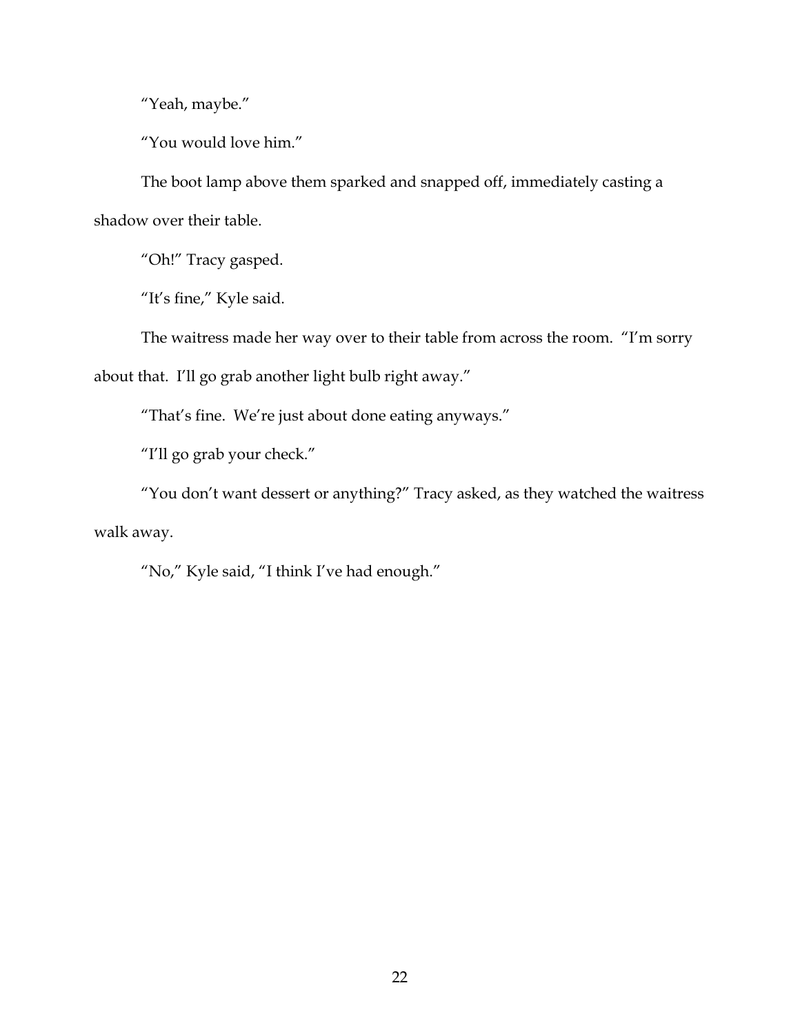"Yeah, maybe."

"You would love him."

The boot lamp above them sparked and snapped off, immediately casting a shadow over their table.

"Oh!" Tracy gasped.

"It's fine," Kyle said.

The waitress made her way over to their table from across the room. "I'm sorry about that. I'll go grab another light bulb right away."

"That's fine. We're just about done eating anyways."

"I'll go grab your check."

"You don't want dessert or anything?" Tracy asked, as they watched the waitress walk away.

"No," Kyle said, "I think I've had enough."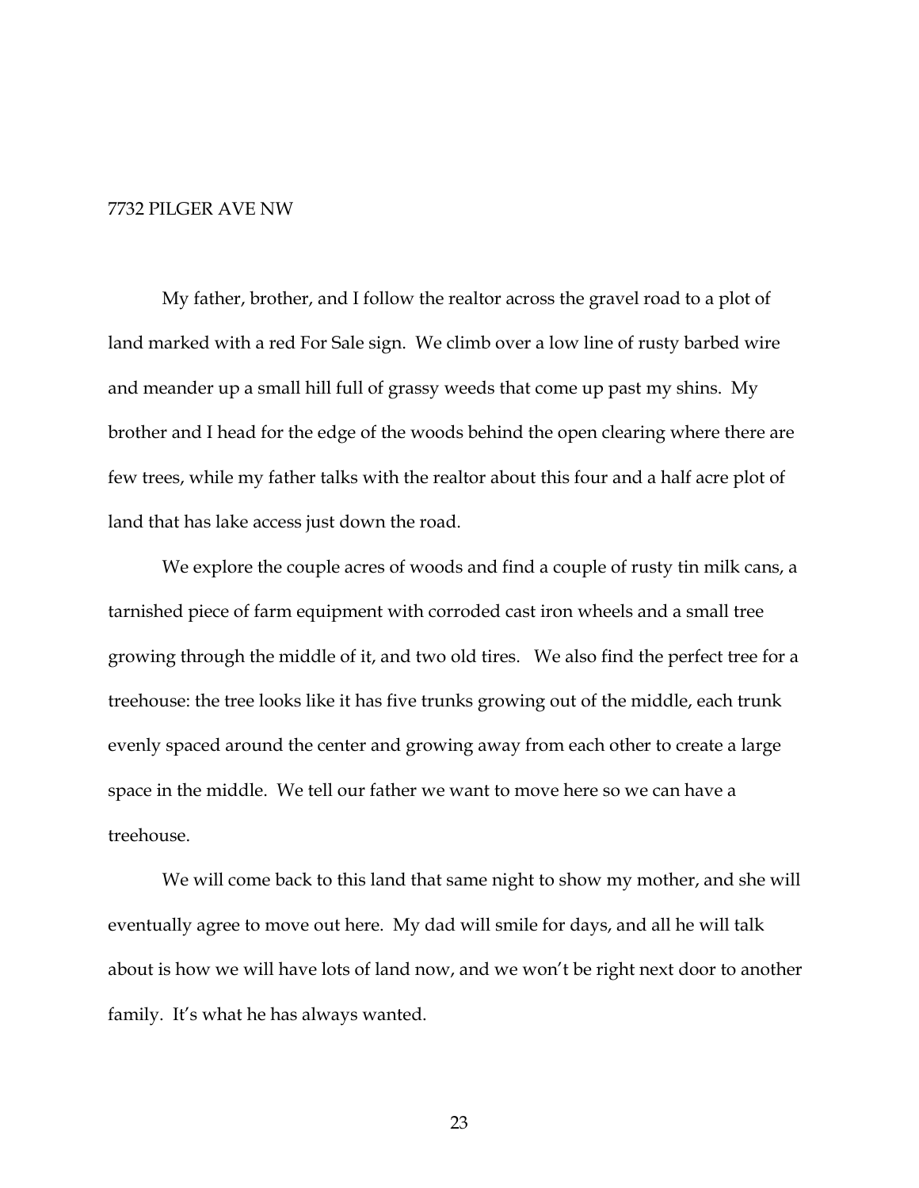## 7732 PILGER AVE NW

My father, brother, and I follow the realtor across the gravel road to a plot of land marked with a red For Sale sign. We climb over a low line of rusty barbed wire and meander up a small hill full of grassy weeds that come up past my shins. My brother and I head for the edge of the woods behind the open clearing where there are few trees, while my father talks with the realtor about this four and a half acre plot of land that has lake access just down the road.

We explore the couple acres of woods and find a couple of rusty tin milk cans, a tarnished piece of farm equipment with corroded cast iron wheels and a small tree growing through the middle of it, and two old tires. We also find the perfect tree for a treehouse: the tree looks like it has five trunks growing out of the middle, each trunk evenly spaced around the center and growing away from each other to create a large space in the middle. We tell our father we want to move here so we can have a treehouse.

We will come back to this land that same night to show my mother, and she will eventually agree to move out here. My dad will smile for days, and all he will talk about is how we will have lots of land now, and we won't be right next door to another family. It's what he has always wanted.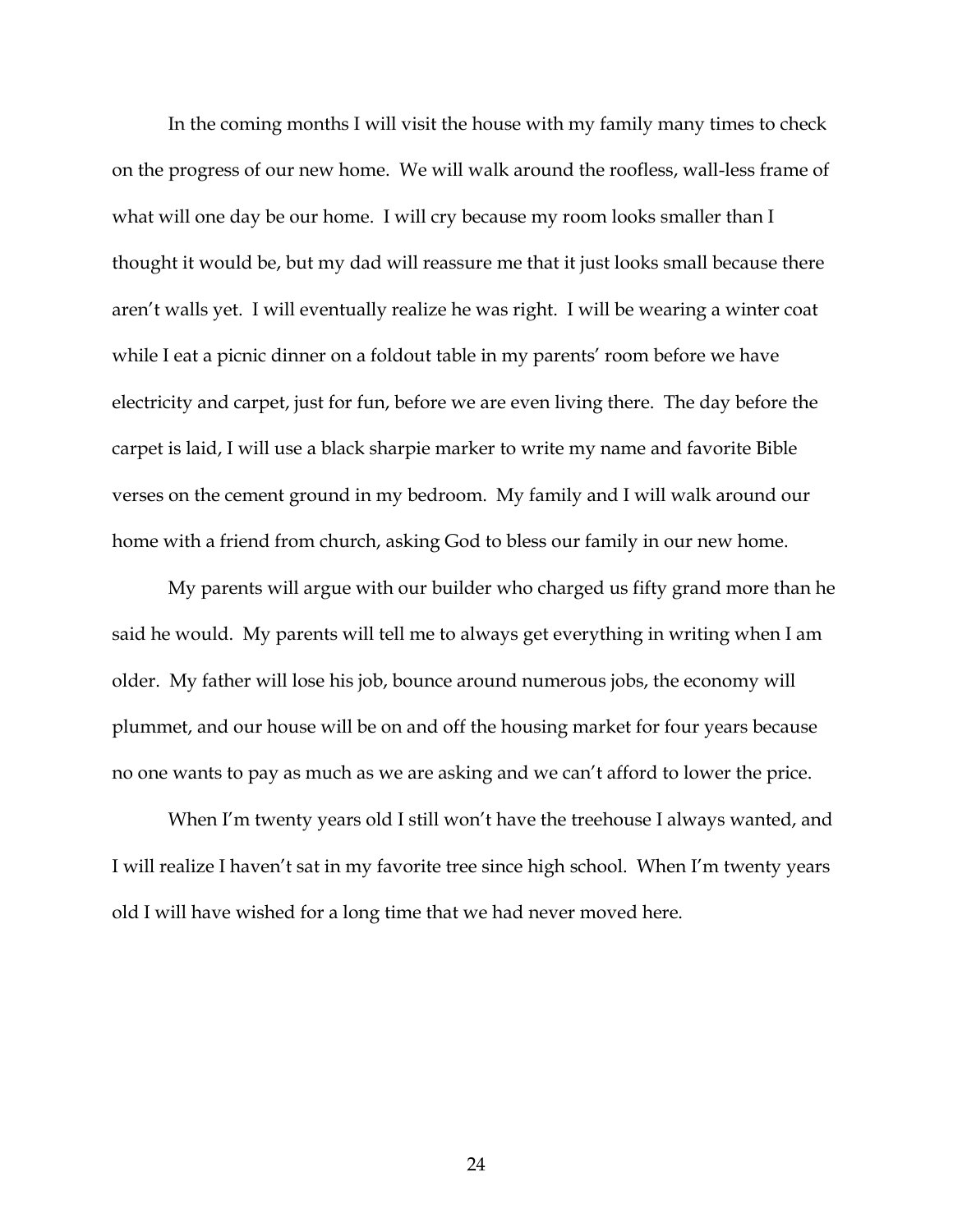In the coming months I will visit the house with my family many times to check on the progress of our new home. We will walk around the roofless, wall-less frame of what will one day be our home. I will cry because my room looks smaller than I thought it would be, but my dad will reassure me that it just looks small because there aren't walls yet. I will eventually realize he was right. I will be wearing a winter coat while I eat a picnic dinner on a foldout table in my parents' room before we have electricity and carpet, just for fun, before we are even living there. The day before the carpet is laid, I will use a black sharpie marker to write my name and favorite Bible verses on the cement ground in my bedroom. My family and I will walk around our home with a friend from church, asking God to bless our family in our new home.

My parents will argue with our builder who charged us fifty grand more than he said he would. My parents will tell me to always get everything in writing when I am older. My father will lose his job, bounce around numerous jobs, the economy will plummet, and our house will be on and off the housing market for four years because no one wants to pay as much as we are asking and we can't afford to lower the price.

When I'm twenty years old I still won't have the treehouse I always wanted, and I will realize I haven't sat in my favorite tree since high school. When I'm twenty years old I will have wished for a long time that we had never moved here.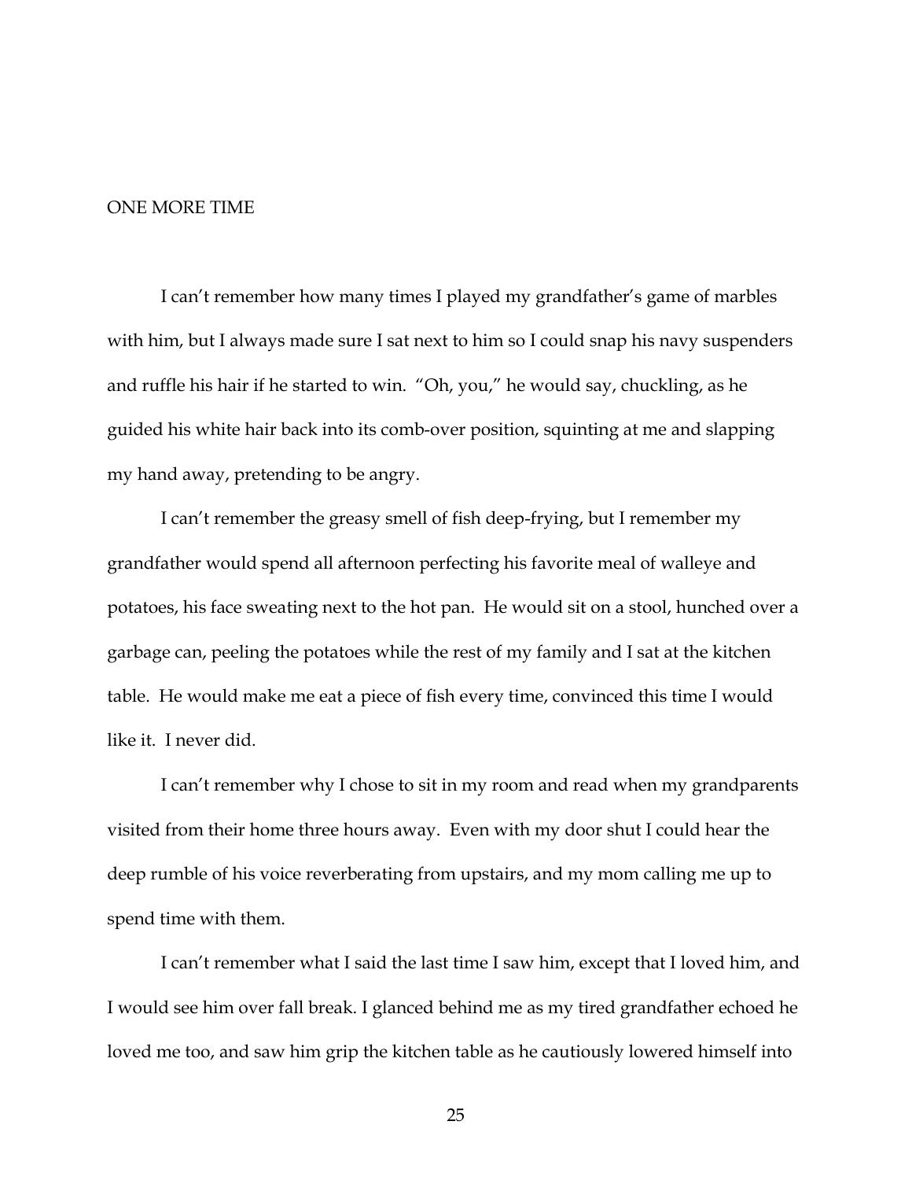## ONE MORE TIME

I can't remember how many times I played my grandfather's game of marbles with him, but I always made sure I sat next to him so I could snap his navy suspenders and ruffle his hair if he started to win. "Oh, you," he would say, chuckling, as he guided his white hair back into its comb-over position, squinting at me and slapping my hand away, pretending to be angry.

I can't remember the greasy smell of fish deep-frying, but I remember my grandfather would spend all afternoon perfecting his favorite meal of walleye and potatoes, his face sweating next to the hot pan. He would sit on a stool, hunched over a garbage can, peeling the potatoes while the rest of my family and I sat at the kitchen table. He would make me eat a piece of fish every time, convinced this time I would like it. I never did.

I can't remember why I chose to sit in my room and read when my grandparents visited from their home three hours away. Even with my door shut I could hear the deep rumble of his voice reverberating from upstairs, and my mom calling me up to spend time with them.

I can't remember what I said the last time I saw him, except that I loved him, and I would see him over fall break. I glanced behind me as my tired grandfather echoed he loved me too, and saw him grip the kitchen table as he cautiously lowered himself into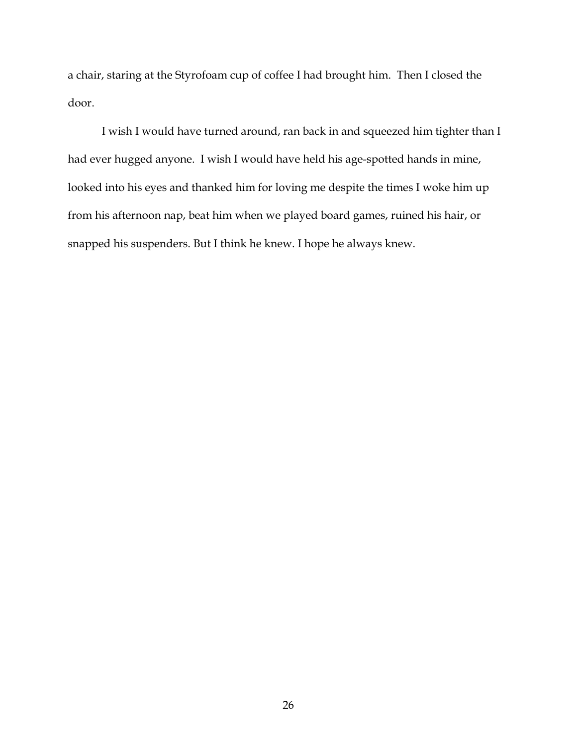a chair, staring at the Styrofoam cup of coffee I had brought him. Then I closed the door.

I wish I would have turned around, ran back in and squeezed him tighter than I had ever hugged anyone. I wish I would have held his age-spotted hands in mine, looked into his eyes and thanked him for loving me despite the times I woke him up from his afternoon nap, beat him when we played board games, ruined his hair, or snapped his suspenders. But I think he knew. I hope he always knew.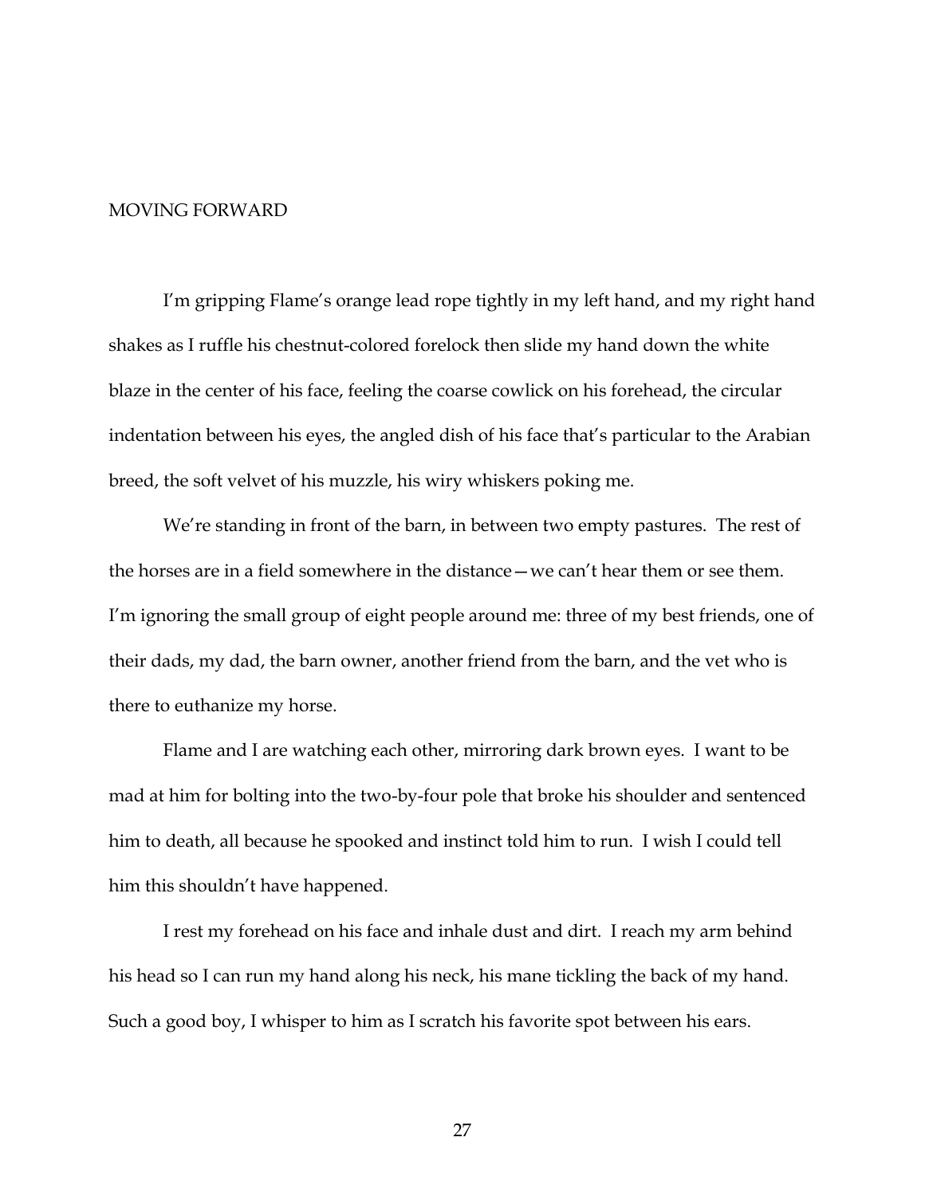# MOVING FORWARD

I'm gripping Flame's orange lead rope tightly in my left hand, and my right hand shakes as I ruffle his chestnut-colored forelock then slide my hand down the white blaze in the center of his face, feeling the coarse cowlick on his forehead, the circular indentation between his eyes, the angled dish of his face that's particular to the Arabian breed, the soft velvet of his muzzle, his wiry whiskers poking me.

We're standing in front of the barn, in between two empty pastures. The rest of the horses are in a field somewhere in the distance—we can't hear them or see them. I'm ignoring the small group of eight people around me: three of my best friends, one of their dads, my dad, the barn owner, another friend from the barn, and the vet who is there to euthanize my horse.

Flame and I are watching each other, mirroring dark brown eyes. I want to be mad at him for bolting into the two-by-four pole that broke his shoulder and sentenced him to death, all because he spooked and instinct told him to run. I wish I could tell him this shouldn't have happened.

I rest my forehead on his face and inhale dust and dirt. I reach my arm behind his head so I can run my hand along his neck, his mane tickling the back of my hand. Such a good boy, I whisper to him as I scratch his favorite spot between his ears.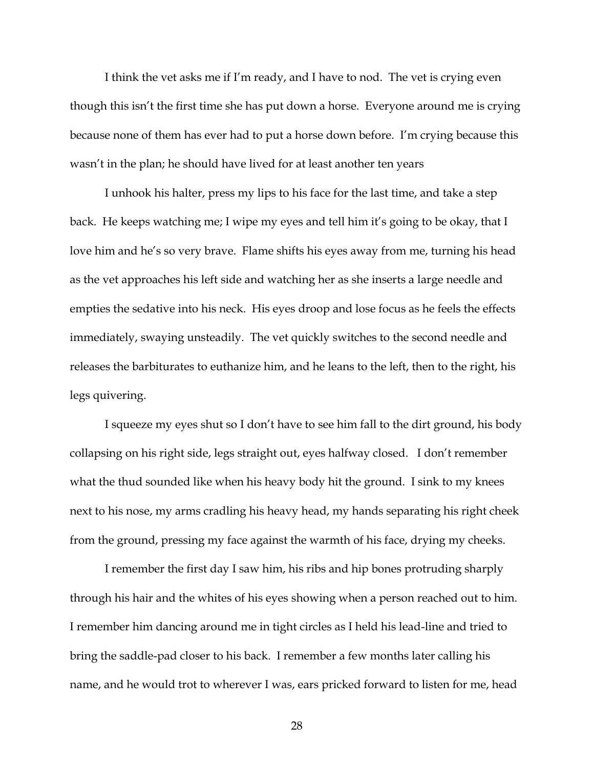I think the vet asks me if I'm ready, and I have to nod. The vet is crying even though this isn't the first time she has put down a horse. Everyone around me is crying because none of them has ever had to put a horse down before. I'm crying because this wasn't in the plan; he should have lived for at least another ten years

I unhook his halter, press my lips to his face for the last time, and take a step back. He keeps watching me; I wipe my eyes and tell him it's going to be okay, that I love him and he's so very brave. Flame shifts his eyes away from me, turning his head as the vet approaches his left side and watching her as she inserts a large needle and empties the sedative into his neck. His eyes droop and lose focus as he feels the effects immediately, swaying unsteadily. The vet quickly switches to the second needle and releases the barbiturates to euthanize him, and he leans to the left, then to the right, his legs quivering.

I squeeze my eyes shut so I don't have to see him fall to the dirt ground, his body collapsing on his right side, legs straight out, eyes halfway closed. I don't remember what the thud sounded like when his heavy body hit the ground. I sink to my knees next to his nose, my arms cradling his heavy head, my hands separating his right cheek from the ground, pressing my face against the warmth of his face, drying my cheeks.

I remember the first day I saw him, his ribs and hip bones protruding sharply through his hair and the whites of his eyes showing when a person reached out to him. I remember him dancing around me in tight circles as I held his lead-line and tried to bring the saddle-pad closer to his back. I remember a few months later calling his name, and he would trot to wherever I was, ears pricked forward to listen for me, head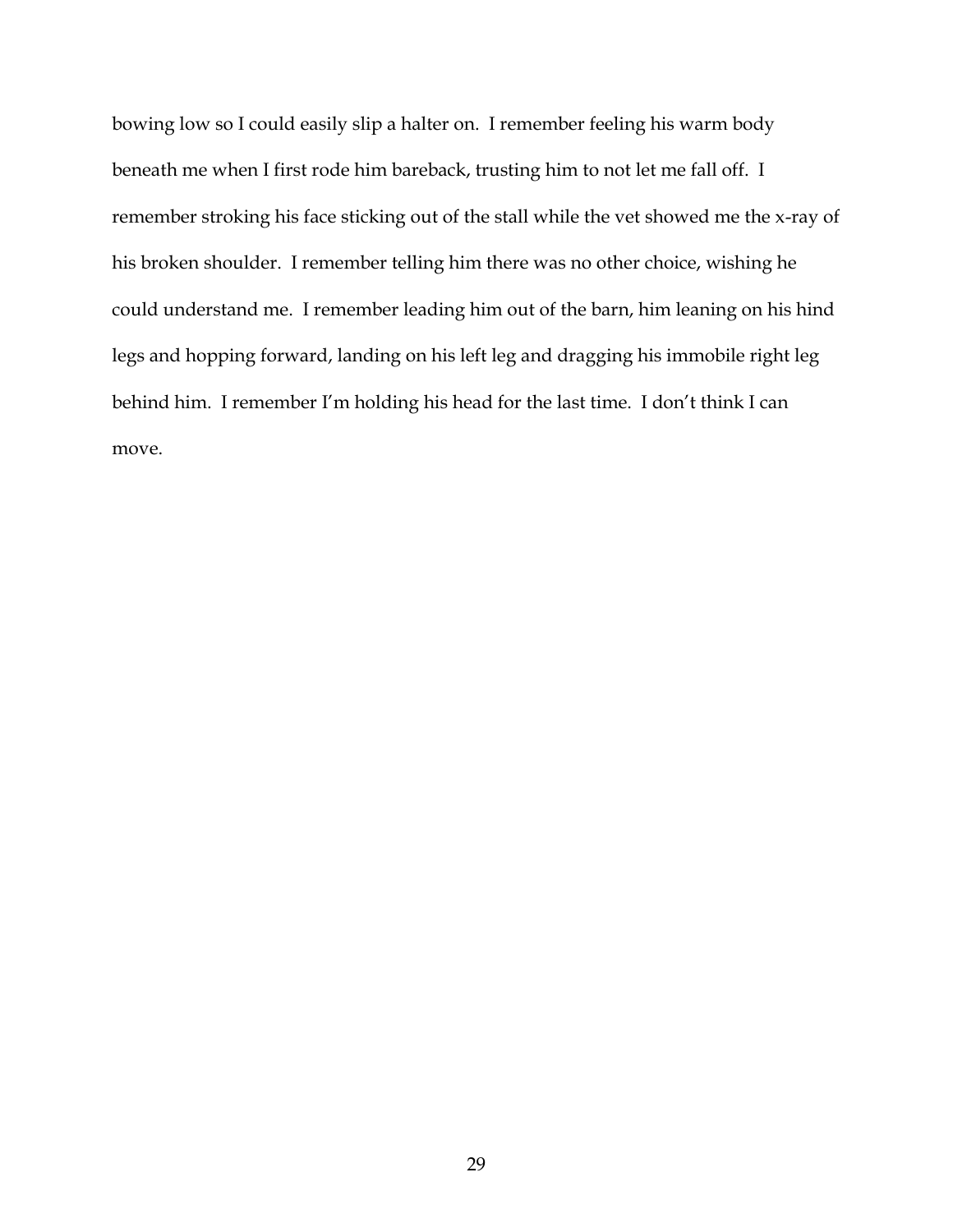bowing low so I could easily slip a halter on. I remember feeling his warm body beneath me when I first rode him bareback, trusting him to not let me fall off. I remember stroking his face sticking out of the stall while the vet showed me the x-ray of his broken shoulder. I remember telling him there was no other choice, wishing he could understand me. I remember leading him out of the barn, him leaning on his hind legs and hopping forward, landing on his left leg and dragging his immobile right leg behind him. I remember I'm holding his head for the last time. I don't think I can move.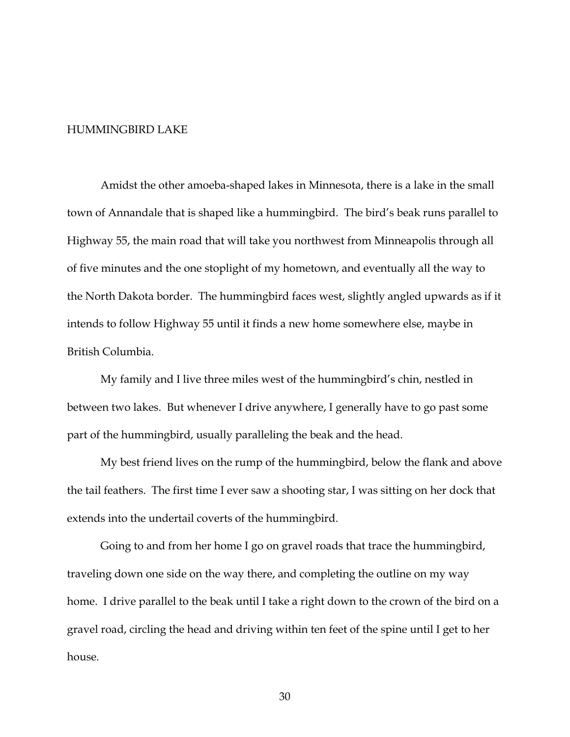# HUMMINGBIRD LAKE

Amidst the other amoeba-shaped lakes in Minnesota, there is a lake in the small town of Annandale that is shaped like a hummingbird. The bird's beak runs parallel to Highway 55, the main road that will take you northwest from Minneapolis through all of five minutes and the one stoplight of my hometown, and eventually all the way to the North Dakota border. The hummingbird faces west, slightly angled upwards as if it intends to follow Highway 55 until it finds a new home somewhere else, maybe in British Columbia.

My family and I live three miles west of the hummingbird's chin, nestled in between two lakes. But whenever I drive anywhere, I generally have to go past some part of the hummingbird, usually paralleling the beak and the head.

My best friend lives on the rump of the hummingbird, below the flank and above the tail feathers. The first time I ever saw a shooting star, I was sitting on her dock that extends into the undertail coverts of the hummingbird.

Going to and from her home I go on gravel roads that trace the hummingbird, traveling down one side on the way there, and completing the outline on my way home. I drive parallel to the beak until I take a right down to the crown of the bird on a gravel road, circling the head and driving within ten feet of the spine until I get to her house.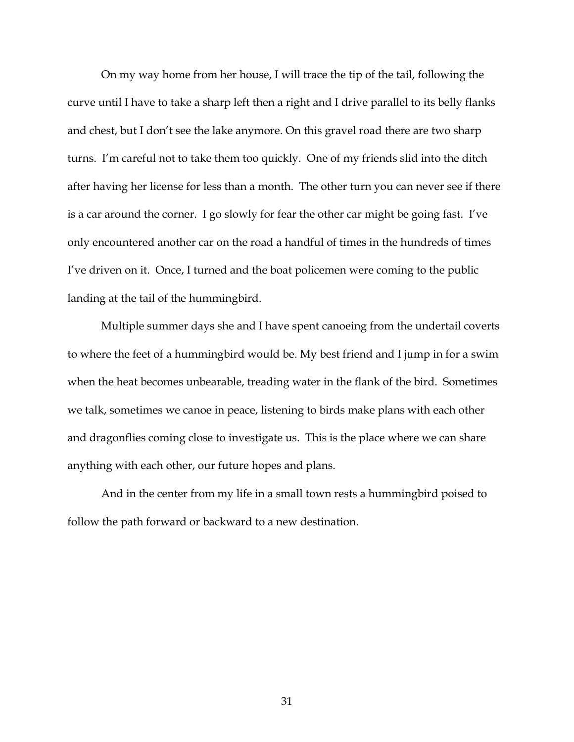On my way home from her house, I will trace the tip of the tail, following the curve until I have to take a sharp left then a right and I drive parallel to its belly flanks and chest, but I don't see the lake anymore. On this gravel road there are two sharp turns. I'm careful not to take them too quickly. One of my friends slid into the ditch after having her license for less than a month. The other turn you can never see if there is a car around the corner. I go slowly for fear the other car might be going fast. I've only encountered another car on the road a handful of times in the hundreds of times I've driven on it. Once, I turned and the boat policemen were coming to the public landing at the tail of the hummingbird.

Multiple summer days she and I have spent canoeing from the undertail coverts to where the feet of a hummingbird would be. My best friend and I jump in for a swim when the heat becomes unbearable, treading water in the flank of the bird. Sometimes we talk, sometimes we canoe in peace, listening to birds make plans with each other and dragonflies coming close to investigate us. This is the place where we can share anything with each other, our future hopes and plans.

And in the center from my life in a small town rests a hummingbird poised to follow the path forward or backward to a new destination.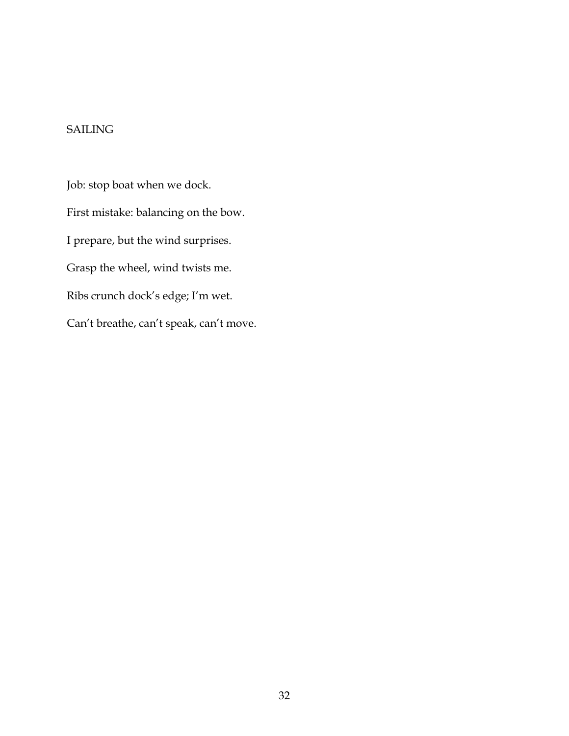## SAILING

Job: stop boat when we dock.

First mistake: balancing on the bow.

I prepare, but the wind surprises.

Grasp the wheel, wind twists me.

Ribs crunch dock's edge; I'm wet.

Can't breathe, can't speak, can't move.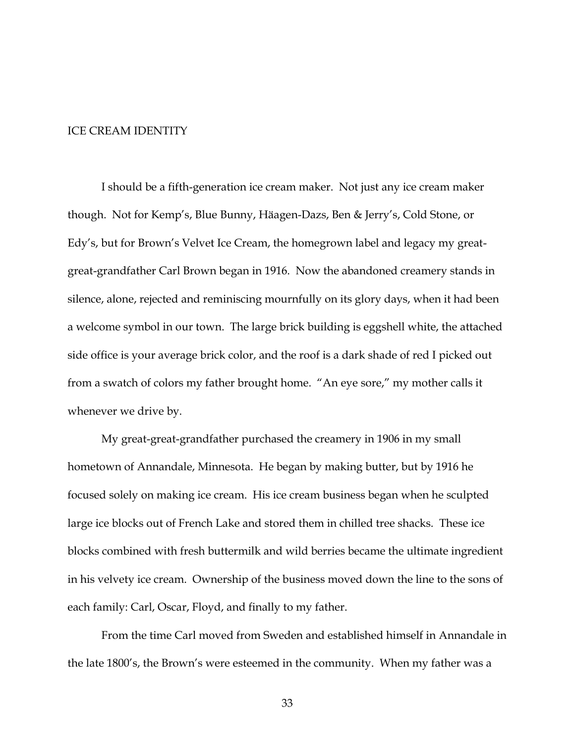# ICE CREAM IDENTITY

I should be a fifth-generation ice cream maker. Not just any ice cream maker though. Not for Kemp's, Blue Bunny, Häagen-Dazs, Ben & Jerry's, Cold Stone, or Edy's, but for Brown's Velvet Ice Cream, the homegrown label and legacy my great-great-grandfather Carl Brown began in 1916. Now the abandoned creamery stands in silence, alone, rejected and reminiscing mournfully on its glory days, when it had been a welcome symbol in our town. The large brick building is eggshell white, the attached side office is your average brick color, and the roof is a dark shade of red I picked out from a swatch of colors my father brought home. "An eye sore," my mother calls it whenever we drive by.

My great-great-grandfather purchased the creamery in 1906 in my small hometown of Annandale, Minnesota. He began by making butter, but by 1916 he focused solely on making ice cream. His ice cream business began when he sculpted large ice blocks out of French Lake and stored them in chilled tree shacks. These ice blocks combined with fresh buttermilk and wild berries became the ultimate ingredient in his velvety ice cream. Ownership of the business moved down the line to the sons of each family: Carl, Oscar, Floyd, and finally to my father.

From the time Carl moved from Sweden and established himself in Annandale in the late 1800's, the Brown's were esteemed in the community. When my father was a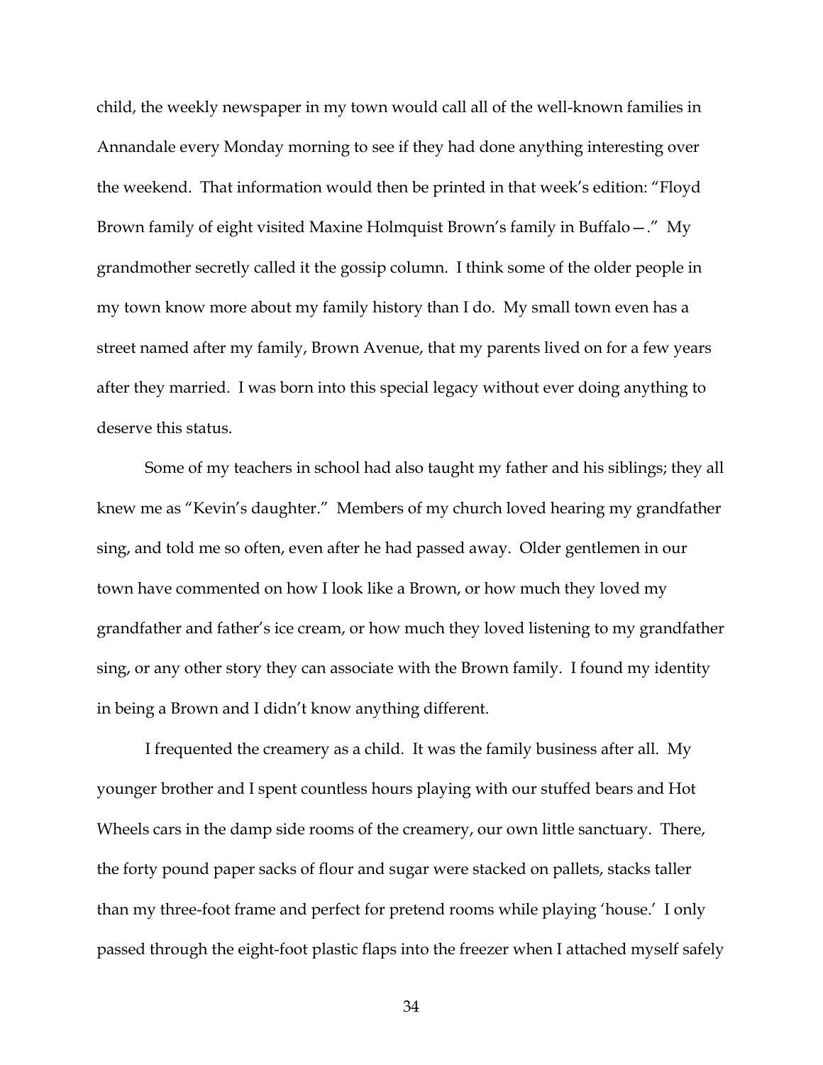child, the weekly newspaper in my town would call all of the well-known families in Annandale every Monday morning to see if they had done anything interesting over the weekend. That information would then be printed in that week's edition: "Floyd Brown family of eight visited Maxine Holmquist Brown's family in Buffalo—." My grandmother secretly called it the gossip column. I think some of the older people in my town know more about my family history than I do. My small town even has a street named after my family, Brown Avenue, that my parents lived on for a few years after they married. I was born into this special legacy without ever doing anything to deserve this status.

Some of my teachers in school had also taught my father and his siblings; they all knew me as "Kevin's daughter." Members of my church loved hearing my grandfather sing, and told me so often, even after he had passed away. Older gentlemen in our town have commented on how I look like a Brown, or how much they loved my grandfather and father's ice cream, or how much they loved listening to my grandfather sing, or any other story they can associate with the Brown family. I found my identity in being a Brown and I didn't know anything different.

I frequented the creamery as a child. It was the family business after all. My younger brother and I spent countless hours playing with our stuffed bears and Hot Wheels cars in the damp side rooms of the creamery, our own little sanctuary. There, the forty pound paper sacks of flour and sugar were stacked on pallets, stacks taller than my three-foot frame and perfect for pretend rooms while playing 'house.' I only passed through the eight-foot plastic flaps into the freezer when I attached myself safely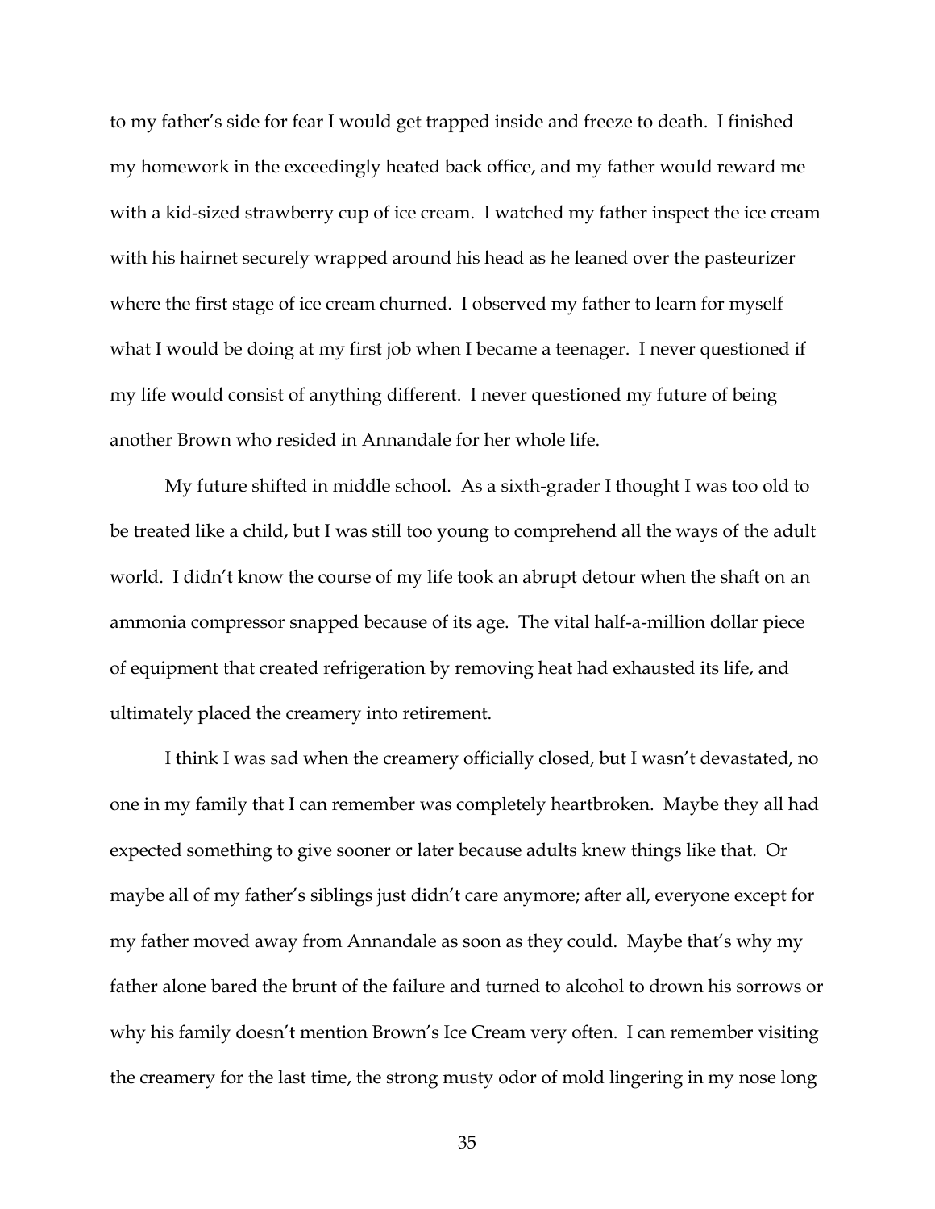to my father's side for fear I would get trapped inside and freeze to death. I finished my homework in the exceedingly heated back office, and my father would reward me with a kid-sized strawberry cup of ice cream. I watched my father inspect the ice cream with his hairnet securely wrapped around his head as he leaned over the pasteurizer where the first stage of ice cream churned. I observed my father to learn for myself what I would be doing at my first job when I became a teenager. I never questioned if my life would consist of anything different. I never questioned my future of being another Brown who resided in Annandale for her whole life.

My future shifted in middle school. As a sixth-grader I thought I was too old to be treated like a child, but I was still too young to comprehend all the ways of the adult world. I didn't know the course of my life took an abrupt detour when the shaft on an ammonia compressor snapped because of its age. The vital half-a-million dollar piece of equipment that created refrigeration by removing heat had exhausted its life, and ultimately placed the creamery into retirement.

I think I was sad when the creamery officially closed, but I wasn't devastated, no one in my family that I can remember was completely heartbroken. Maybe they all had expected something to give sooner or later because adults knew things like that. Or maybe all of my father's siblings just didn't care anymore; after all, everyone except for my father moved away from Annandale as soon as they could. Maybe that's why my father alone bared the brunt of the failure and turned to alcohol to drown his sorrows or why his family doesn't mention Brown's Ice Cream very often. I can remember visiting the creamery for the last time, the strong musty odor of mold lingering in my nose long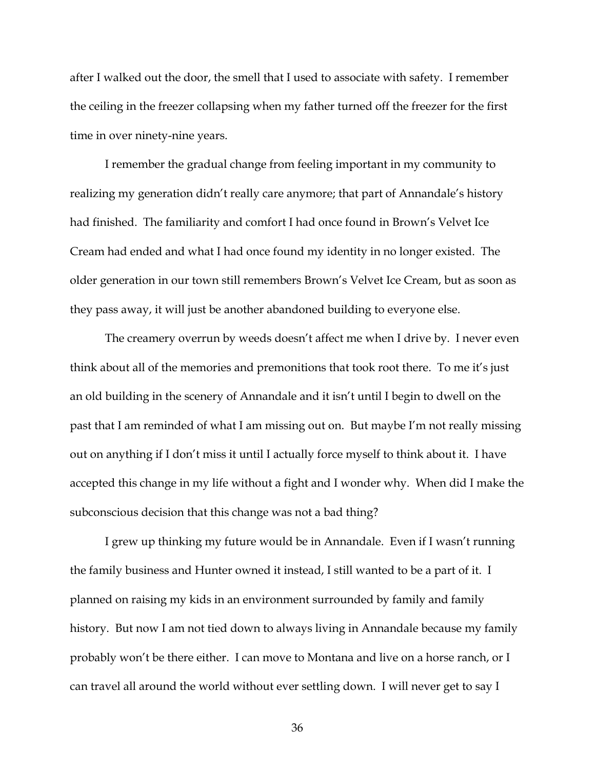after I walked out the door, the smell that I used to associate with safety. I remember the ceiling in the freezer collapsing when my father turned off the freezer for the first time in over ninety-nine years.

I remember the gradual change from feeling important in my community to realizing my generation didn't really care anymore; that part of Annandale's history had finished. The familiarity and comfort I had once found in Brown's Velvet Ice Cream had ended and what I had once found my identity in no longer existed. The older generation in our town still remembers Brown's Velvet Ice Cream, but as soon as they pass away, it will just be another abandoned building to everyone else.

The creamery overrun by weeds doesn't affect me when I drive by. I never even think about all of the memories and premonitions that took root there. To me it's just an old building in the scenery of Annandale and it isn't until I begin to dwell on the past that I am reminded of what I am missing out on. But maybe I'm not really missing out on anything if I don't miss it until I actually force myself to think about it. I have accepted this change in my life without a fight and I wonder why. When did I make the subconscious decision that this change was not a bad thing?

I grew up thinking my future would be in Annandale. Even if I wasn't running the family business and Hunter owned it instead, I still wanted to be a part of it. I planned on raising my kids in an environment surrounded by family and family history. But now I am not tied down to always living in Annandale because my family probably won't be there either. I can move to Montana and live on a horse ranch, or I can travel all around the world without ever settling down. I will never get to say I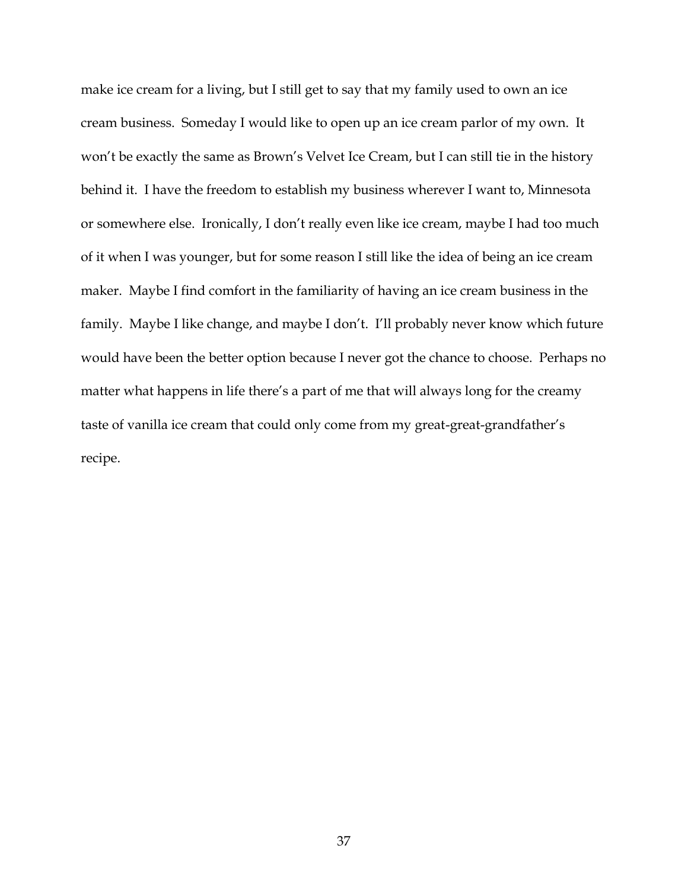make ice cream for a living, but I still get to say that my family used to own an ice cream business. Someday I would like to open up an ice cream parlor of my own. It won't be exactly the same as Brown's Velvet Ice Cream, but I can still tie in the history behind it. I have the freedom to establish my business wherever I want to, Minnesota or somewhere else. Ironically, I don't really even like ice cream, maybe I had too much of it when I was younger, but for some reason I still like the idea of being an ice cream maker. Maybe I find comfort in the familiarity of having an ice cream business in the family. Maybe I like change, and maybe I don't. I'll probably never know which future would have been the better option because I never got the chance to choose. Perhaps no matter what happens in life there's a part of me that will always long for the creamy taste of vanilla ice cream that could only come from my great-great-grandfather's recipe.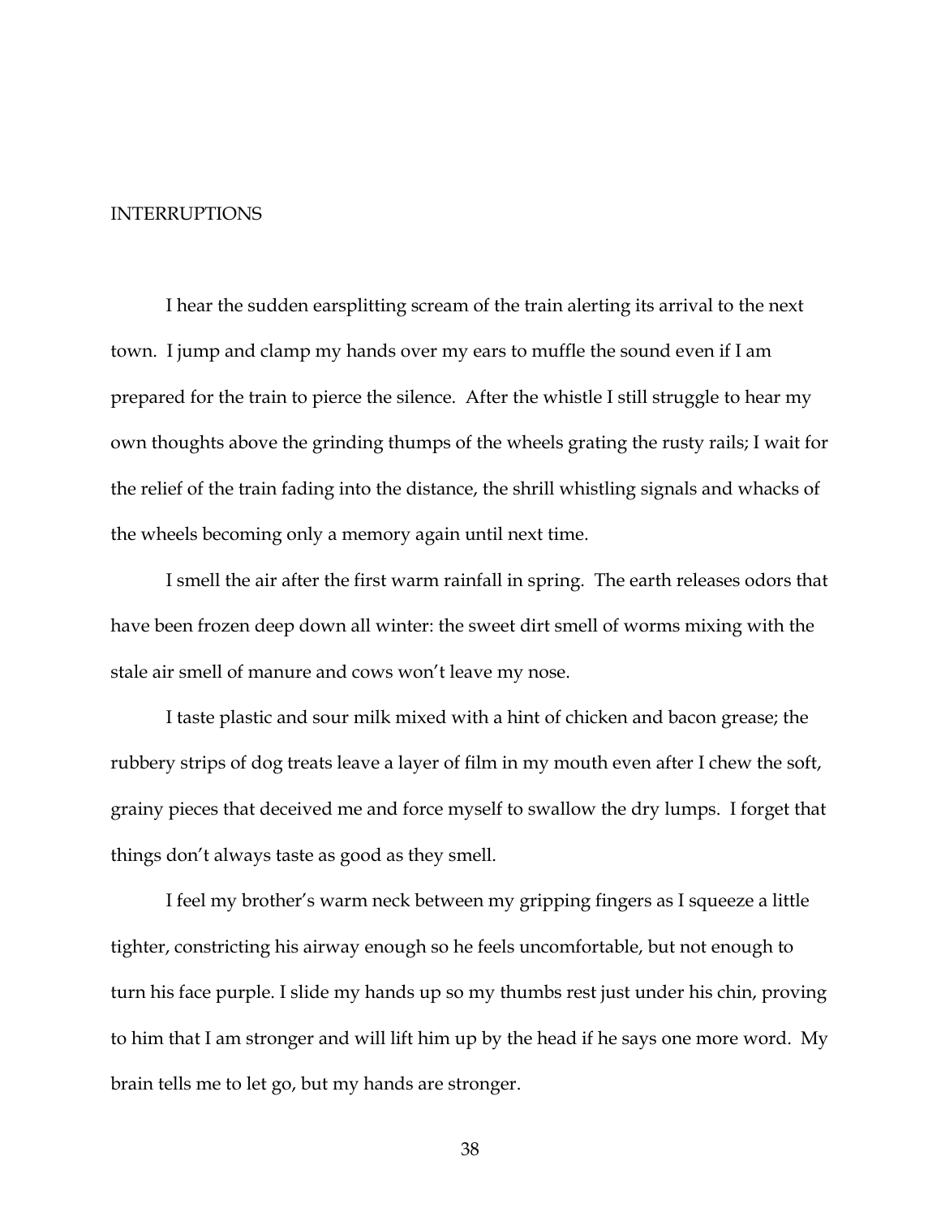# INTERRUPTIONS

I hear the sudden earsplitting scream of the train alerting its arrival to the next town. I jump and clamp my hands over my ears to muffle the sound even if I am prepared for the train to pierce the silence. After the whistle I still struggle to hear my own thoughts above the grinding thumps of the wheels grating the rusty rails; I wait for the relief of the train fading into the distance, the shrill whistling signals and whacks of the wheels becoming only a memory again until next time.

I smell the air after the first warm rainfall in spring. The earth releases odors that have been frozen deep down all winter: the sweet dirt smell of worms mixing with the stale air smell of manure and cows won't leave my nose.

I taste plastic and sour milk mixed with a hint of chicken and bacon grease; the rubbery strips of dog treats leave a layer of film in my mouth even after I chew the soft, grainy pieces that deceived me and force myself to swallow the dry lumps. I forget that things don't always taste as good as they smell.

I feel my brother's warm neck between my gripping fingers as I squeeze a little tighter, constricting his airway enough so he feels uncomfortable, but not enough to turn his face purple. I slide my hands up so my thumbs rest just under his chin, proving to him that I am stronger and will lift him up by the head if he says one more word. My brain tells me to let go, but my hands are stronger.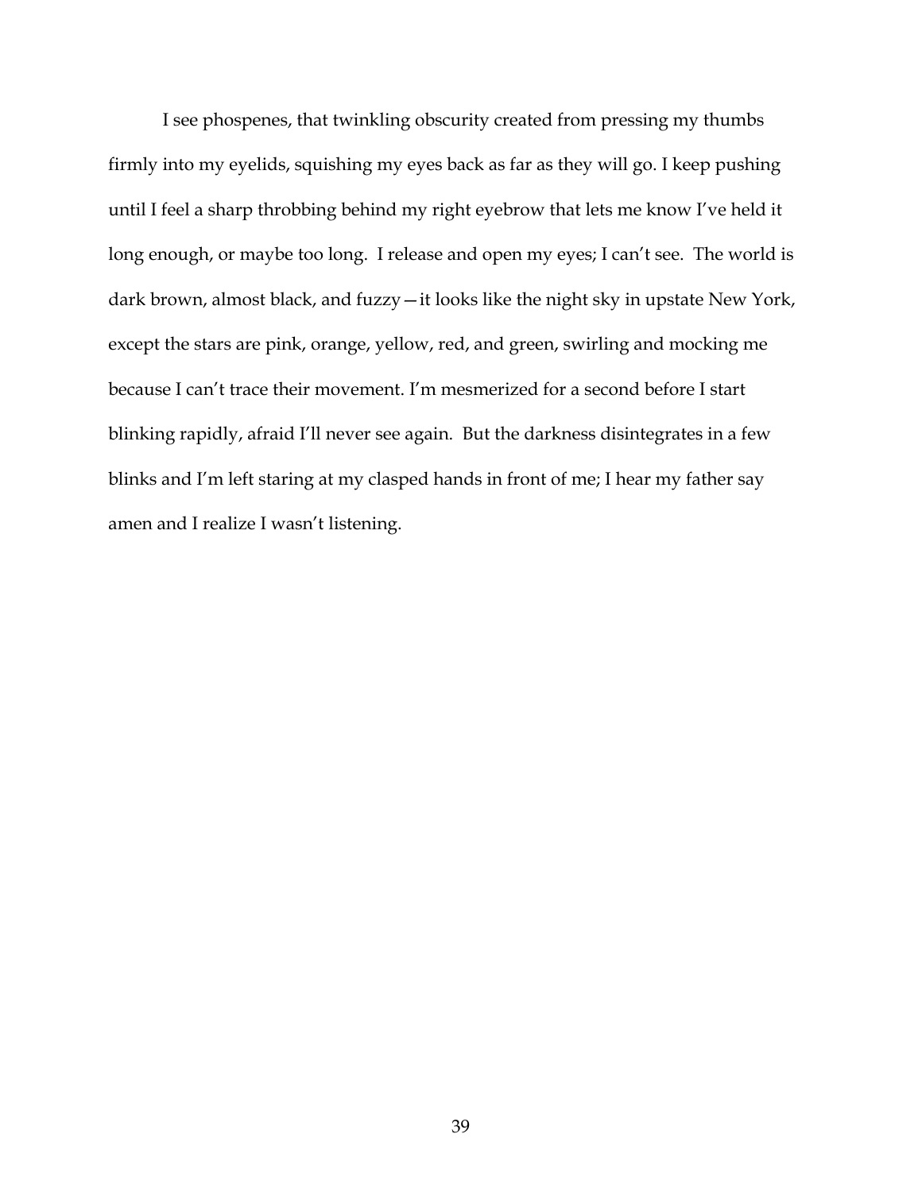I see phospenes, that twinkling obscurity created from pressing my thumbs firmly into my eyelids, squishing my eyes back as far as they will go. I keep pushing until I feel a sharp throbbing behind my right eyebrow that lets me know I've held it long enough, or maybe too long. I release and open my eyes; I can't see. The world is dark brown, almost black, and fuzzy—it looks like the night sky in upstate New York, except the stars are pink, orange, yellow, red, and green, swirling and mocking me because I can't trace their movement. I'm mesmerized for a second before I start blinking rapidly, afraid I'll never see again. But the darkness disintegrates in a few blinks and I'm left staring at my clasped hands in front of me; I hear my father say amen and I realize I wasn't listening.